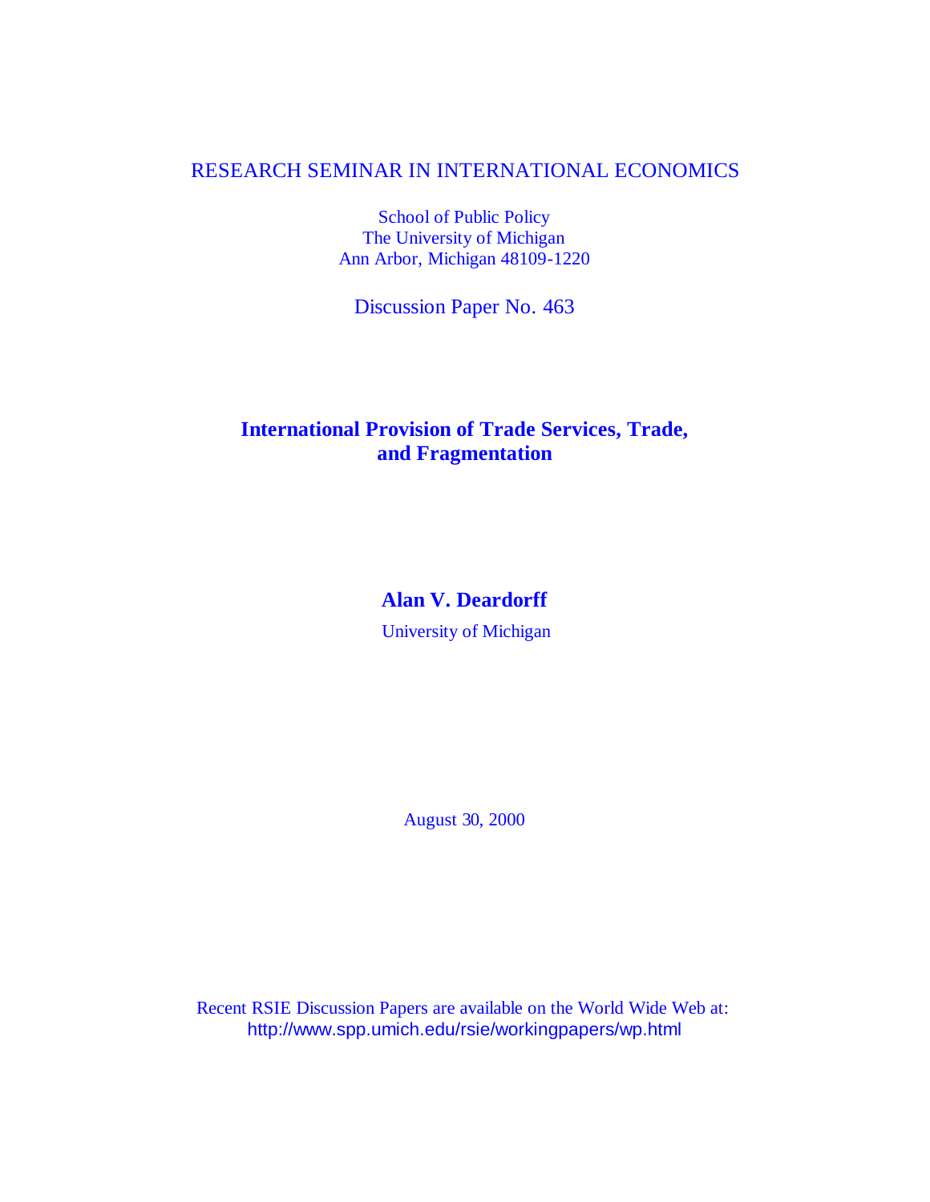RESEARCH SEMINAR IN INTERNATIONAL ECONOMICS

School of Public Policy
The University of Michigan
Ann Arbor, Michigan 48109-1220

Discussion Paper No. 463

# International Provision of Trade Services, Trade, and Fragmentation

**Alan V. Deardorff**

University of Michigan

August 30, 2000

Recent RSIE Discussion Papers are available on the World Wide Web at:
http://www.spp.umich.edu/rsie/workingpapers/wp.html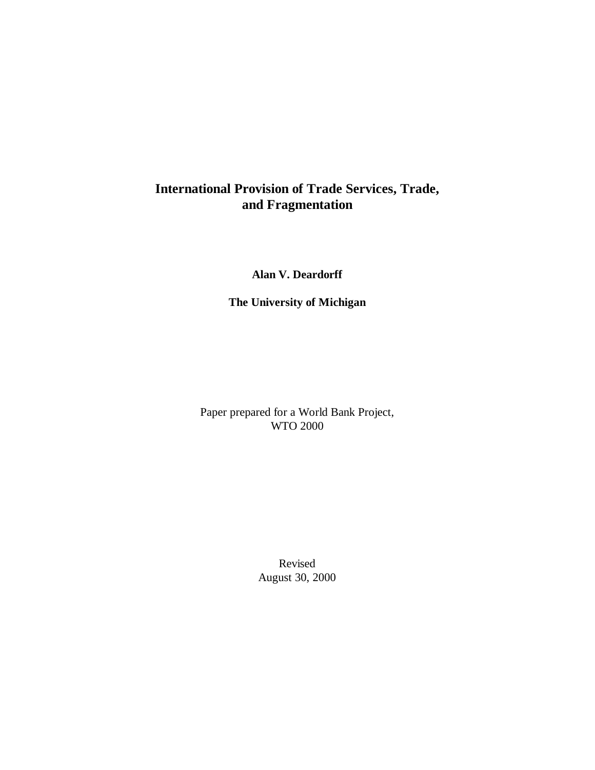# International Provision of Trade Services, Trade, and Fragmentation

**Alan V. Deardorff**

**The University of Michigan**

Paper prepared for a World Bank Project,
WTO 2000

Revised
August 30, 2000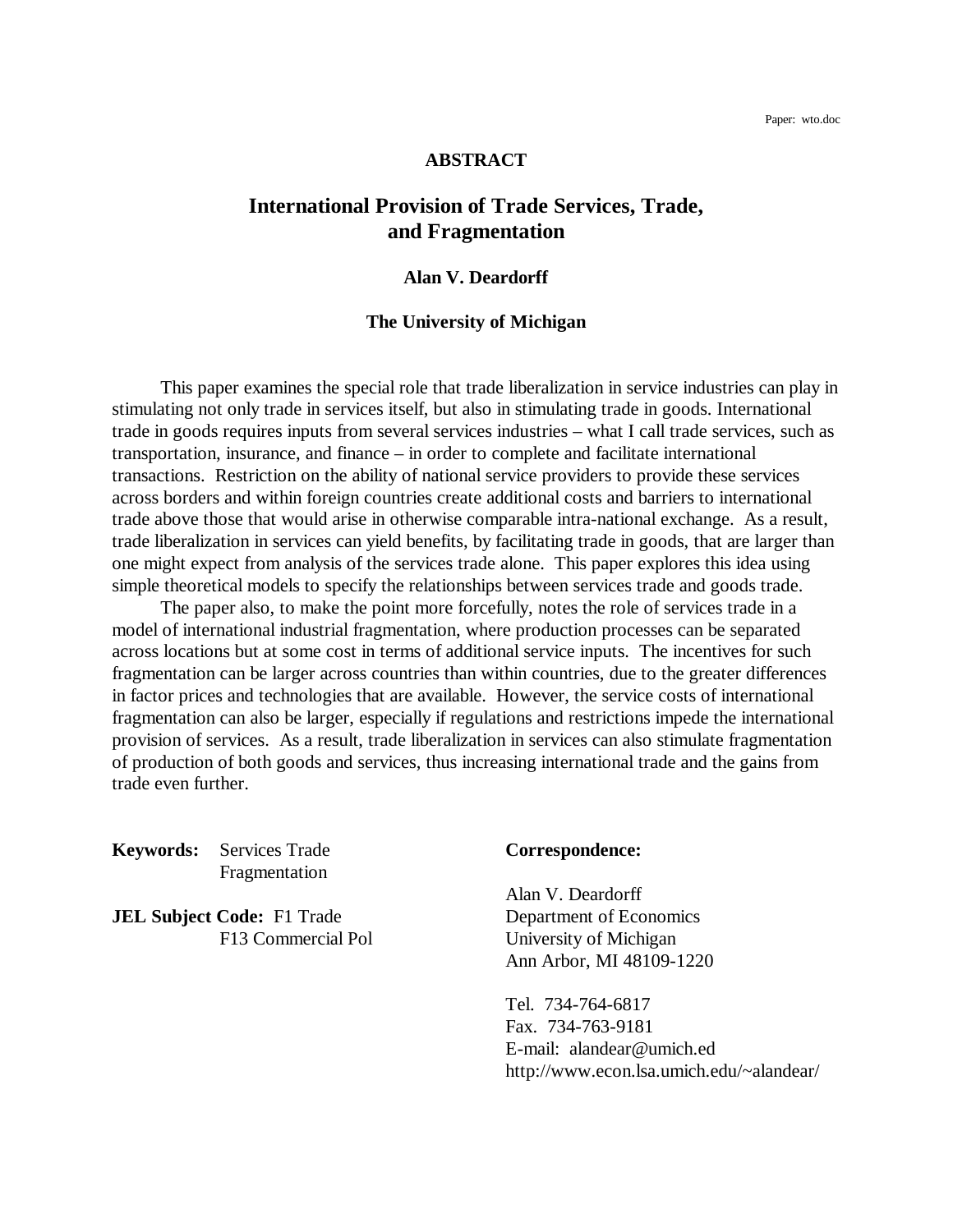Paper: wto.doc

## ABSTRACT

# International Provision of Trade Services, Trade, and Fragmentation

**Alan V. Deardorff**

**The University of Michigan**

This paper examines the special role that trade liberalization in service industries can play in stimulating not only trade in services itself, but also in stimulating trade in goods. International trade in goods requires inputs from several services industries – what I call trade services, such as transportation, insurance, and finance – in order to complete and facilitate international transactions. Restriction on the ability of national service providers to provide these services across borders and within foreign countries create additional costs and barriers to international trade above those that would arise in otherwise comparable intra-national exchange. As a result, trade liberalization in services can yield benefits, by facilitating trade in goods, that are larger than one might expect from analysis of the services trade alone. This paper explores this idea using simple theoretical models to specify the relationships between services trade and goods trade.

The paper also, to make the point more forcefully, notes the role of services trade in a model of international industrial fragmentation, where production processes can be separated across locations but at some cost in terms of additional service inputs. The incentives for such fragmentation can be larger across countries than within countries, due to the greater differences in factor prices and technologies that are available. However, the service costs of international fragmentation can also be larger, especially if regulations and restrictions impede the international provision of services. As a result, trade liberalization in services can also stimulate fragmentation of production of both goods and services, thus increasing international trade and the gains from trade even further.

**Keywords:** Services Trade
Fragmentation

**JEL Subject Code:** F1 Trade
F13 Commercial Pol

**Correspondence:**

Alan V. Deardorff
Department of Economics
University of Michigan
Ann Arbor, MI 48109-1220

Tel. 734-764-6817
Fax. 734-763-9181
E-mail: alandear@umich.ed
http://www.econ.lsa.umich.edu/~alandear/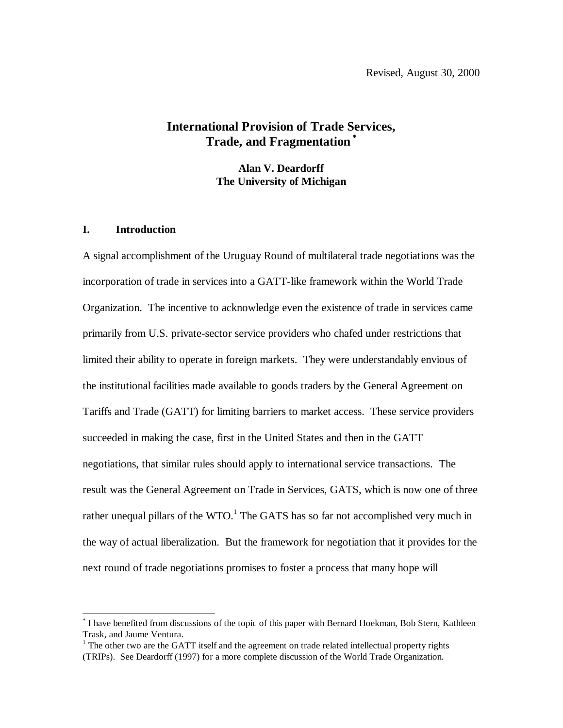Revised, August 30, 2000

# International Provision of Trade Services, Trade, and Fragmentation [*]

**Alan V. Deardorff**
**The University of Michigan**

## I. Introduction

A signal accomplishment of the Uruguay Round of multilateral trade negotiations was the incorporation of trade in services into a GATT-like framework within the World Trade Organization. The incentive to acknowledge even the existence of trade in services came primarily from U.S. private-sector service providers who chafed under restrictions that limited their ability to operate in foreign markets. They were understandably envious of the institutional facilities made available to goods traders by the General Agreement on Tariffs and Trade (GATT) for limiting barriers to market access. These service providers succeeded in making the case, first in the United States and then in the GATT negotiations, that similar rules should apply to international service transactions. The result was the General Agreement on Trade in Services, GATS, which is now one of three rather unequal pillars of the WTO.[1] The GATS has so far not accomplished very much in the way of actual liberalization. But the framework for negotiation that it provides for the next round of trade negotiations promises to foster a process that many hope will

---

[*] I have benefited from discussions of the topic of this paper with Bernard Hoekman, Bob Stern, Kathleen Trask, and Jaume Ventura.

[1] The other two are the GATT itself and the agreement on trade related intellectual property rights (TRIPs). See Deardorff (1997) for a more complete discussion of the World Trade Organization.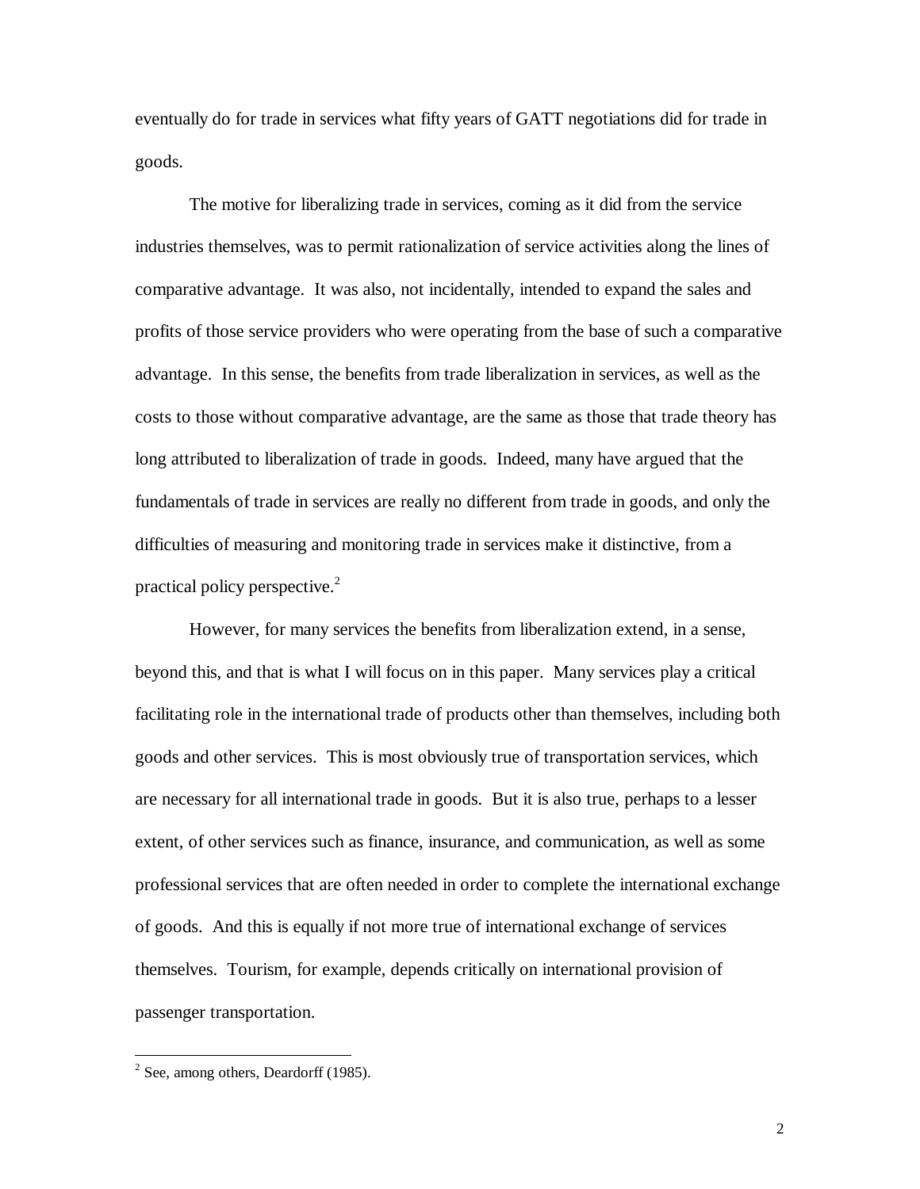eventually do for trade in services what fifty years of GATT negotiations did for trade in goods.

The motive for liberalizing trade in services, coming as it did from the service industries themselves, was to permit rationalization of service activities along the lines of comparative advantage. It was also, not incidentally, intended to expand the sales and profits of those service providers who were operating from the base of such a comparative advantage. In this sense, the benefits from trade liberalization in services, as well as the costs to those without comparative advantage, are the same as those that trade theory has long attributed to liberalization of trade in goods. Indeed, many have argued that the fundamentals of trade in services are really no different from trade in goods, and only the difficulties of measuring and monitoring trade in services make it distinctive, from a practical policy perspective.[2]

However, for many services the benefits from liberalization extend, in a sense, beyond this, and that is what I will focus on in this paper. Many services play a critical facilitating role in the international trade of products other than themselves, including both goods and other services. This is most obviously true of transportation services, which are necessary for all international trade in goods. But it is also true, perhaps to a lesser extent, of other services such as finance, insurance, and communication, as well as some professional services that are often needed in order to complete the international exchange of goods. And this is equally if not more true of international exchange of services themselves. Tourism, for example, depends critically on international provision of passenger transportation.

[2] See, among others, Deardorff (1985).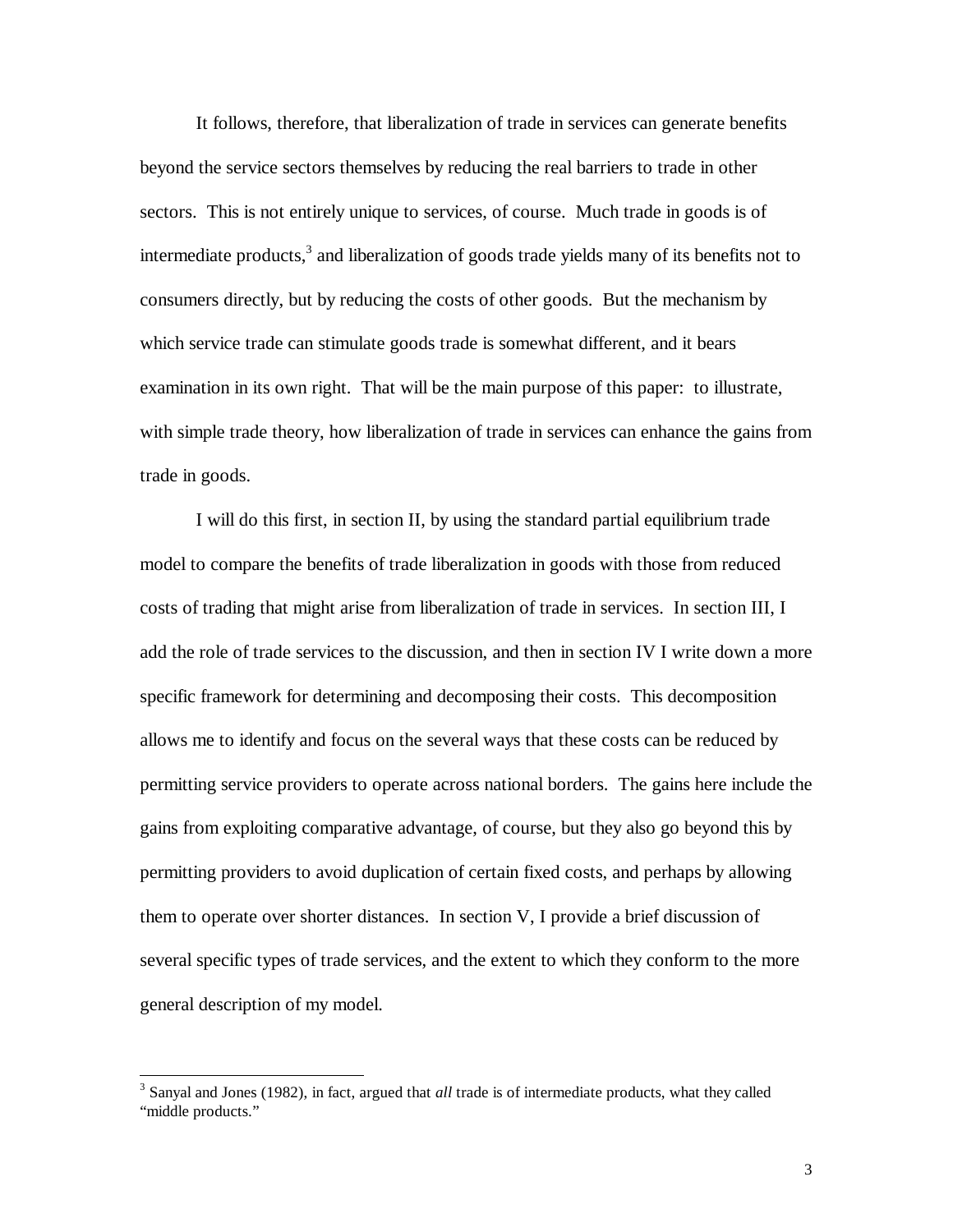It follows, therefore, that liberalization of trade in services can generate benefits beyond the service sectors themselves by reducing the real barriers to trade in other sectors. This is not entirely unique to services, of course. Much trade in goods is of intermediate products,[3] and liberalization of goods trade yields many of its benefits not to consumers directly, but by reducing the costs of other goods. But the mechanism by which service trade can stimulate goods trade is somewhat different, and it bears examination in its own right. That will be the main purpose of this paper: to illustrate, with simple trade theory, how liberalization of trade in services can enhance the gains from trade in goods.

I will do this first, in section II, by using the standard partial equilibrium trade model to compare the benefits of trade liberalization in goods with those from reduced costs of trading that might arise from liberalization of trade in services. In section III, I add the role of trade services to the discussion, and then in section IV I write down a more specific framework for determining and decomposing their costs. This decomposition allows me to identify and focus on the several ways that these costs can be reduced by permitting service providers to operate across national borders. The gains here include the gains from exploiting comparative advantage, of course, but they also go beyond this by permitting providers to avoid duplication of certain fixed costs, and perhaps by allowing them to operate over shorter distances. In section V, I provide a brief discussion of several specific types of trade services, and the extent to which they conform to the more general description of my model.

---

[3] Sanyal and Jones (1982), in fact, argued that *all* trade is of intermediate products, what they called "middle products."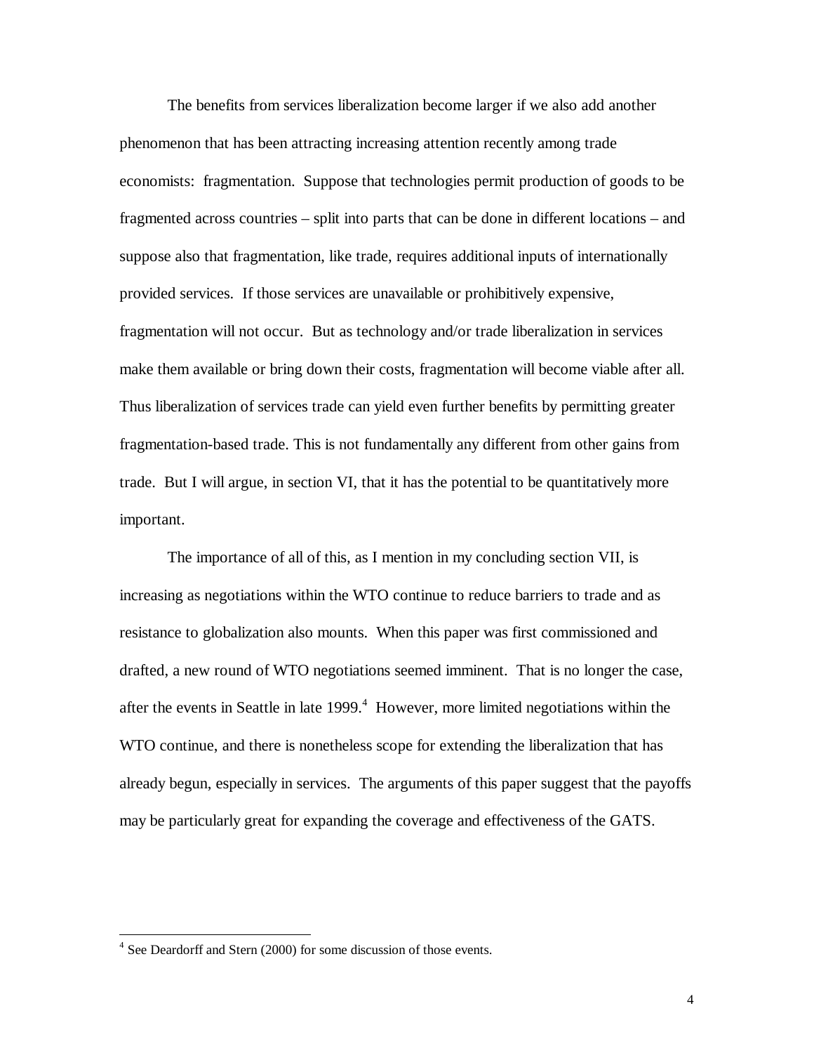The benefits from services liberalization become larger if we also add another phenomenon that has been attracting increasing attention recently among trade economists: fragmentation. Suppose that technologies permit production of goods to be fragmented across countries – split into parts that can be done in different locations – and suppose also that fragmentation, like trade, requires additional inputs of internationally provided services. If those services are unavailable or prohibitively expensive, fragmentation will not occur. But as technology and/or trade liberalization in services make them available or bring down their costs, fragmentation will become viable after all. Thus liberalization of services trade can yield even further benefits by permitting greater fragmentation-based trade. This is not fundamentally any different from other gains from trade. But I will argue, in section VI, that it has the potential to be quantitatively more important.

The importance of all of this, as I mention in my concluding section VII, is increasing as negotiations within the WTO continue to reduce barriers to trade and as resistance to globalization also mounts. When this paper was first commissioned and drafted, a new round of WTO negotiations seemed imminent. That is no longer the case, after the events in Seattle in late 1999.[4] However, more limited negotiations within the WTO continue, and there is nonetheless scope for extending the liberalization that has already begun, especially in services. The arguments of this paper suggest that the payoffs may be particularly great for expanding the coverage and effectiveness of the GATS.

[4] See Deardorff and Stern (2000) for some discussion of those events.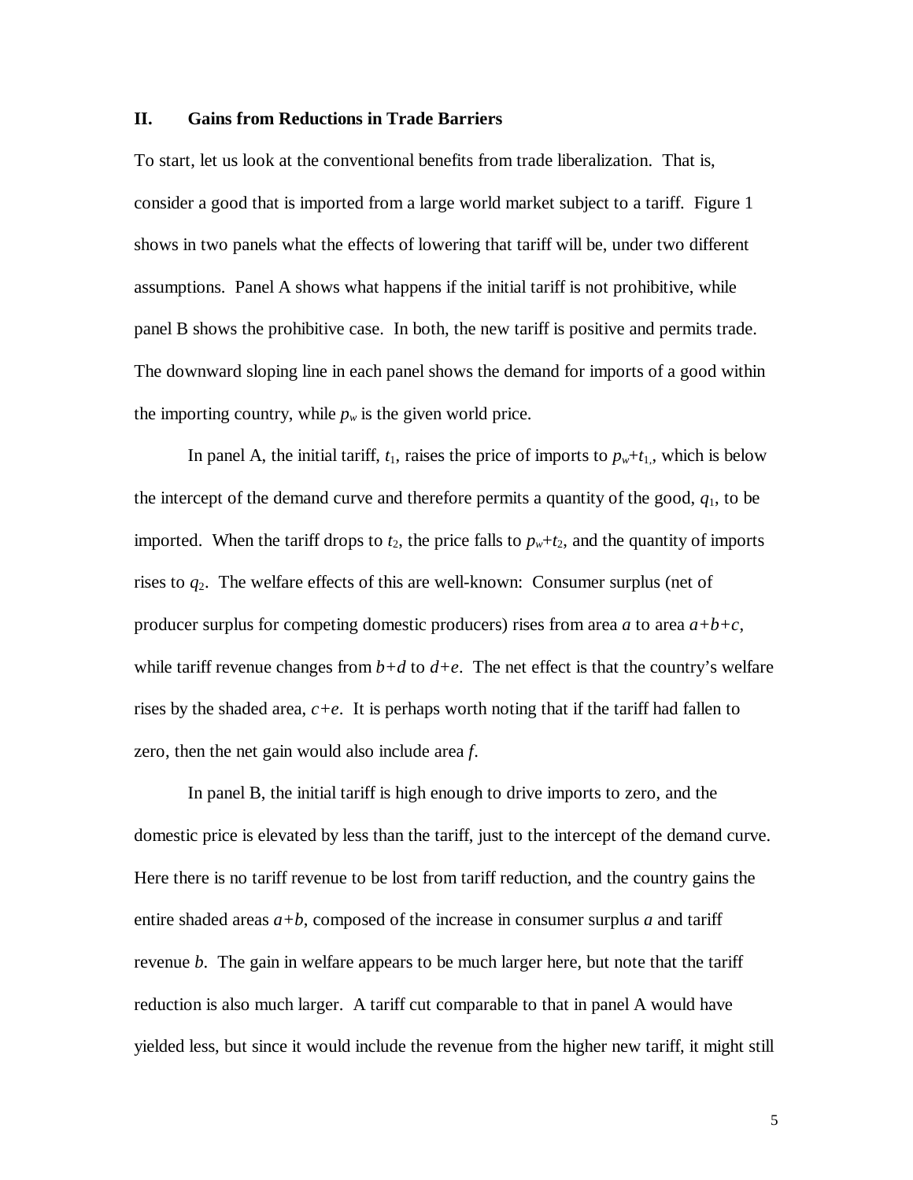## II. Gains from Reductions in Trade Barriers

To start, let us look at the conventional benefits from trade liberalization. That is, consider a good that is imported from a large world market subject to a tariff. Figure 1 shows in two panels what the effects of lowering that tariff will be, under two different assumptions. Panel A shows what happens if the initial tariff is not prohibitive, while panel B shows the prohibitive case. In both, the new tariff is positive and permits trade. The downward sloping line in each panel shows the demand for imports of a good within the importing country, while $p_w$ is the given world price.

In panel A, the initial tariff, $t_1$, raises the price of imports to $p_w$+$t_1$, which is below the intercept of the demand curve and therefore permits a quantity of the good, $q_1$, to be imported. When the tariff drops to $t_2$, the price falls to $p_w$+$t_2$, and the quantity of imports rises to $q_2$. The welfare effects of this are well-known: Consumer surplus (net of producer surplus for competing domestic producers) rises from area *a* to area *a+b+c*, while tariff revenue changes from *b+d* to *d+e*. The net effect is that the country's welfare rises by the shaded area, *c+e*. It is perhaps worth noting that if the tariff had fallen to zero, then the net gain would also include area *f*.

In panel B, the initial tariff is high enough to drive imports to zero, and the domestic price is elevated by less than the tariff, just to the intercept of the demand curve. Here there is no tariff revenue to be lost from tariff reduction, and the country gains the entire shaded areas *a+b*, composed of the increase in consumer surplus *a* and tariff revenue *b*. The gain in welfare appears to be much larger here, but note that the tariff reduction is also much larger. A tariff cut comparable to that in panel A would have yielded less, but since it would include the revenue from the higher new tariff, it might still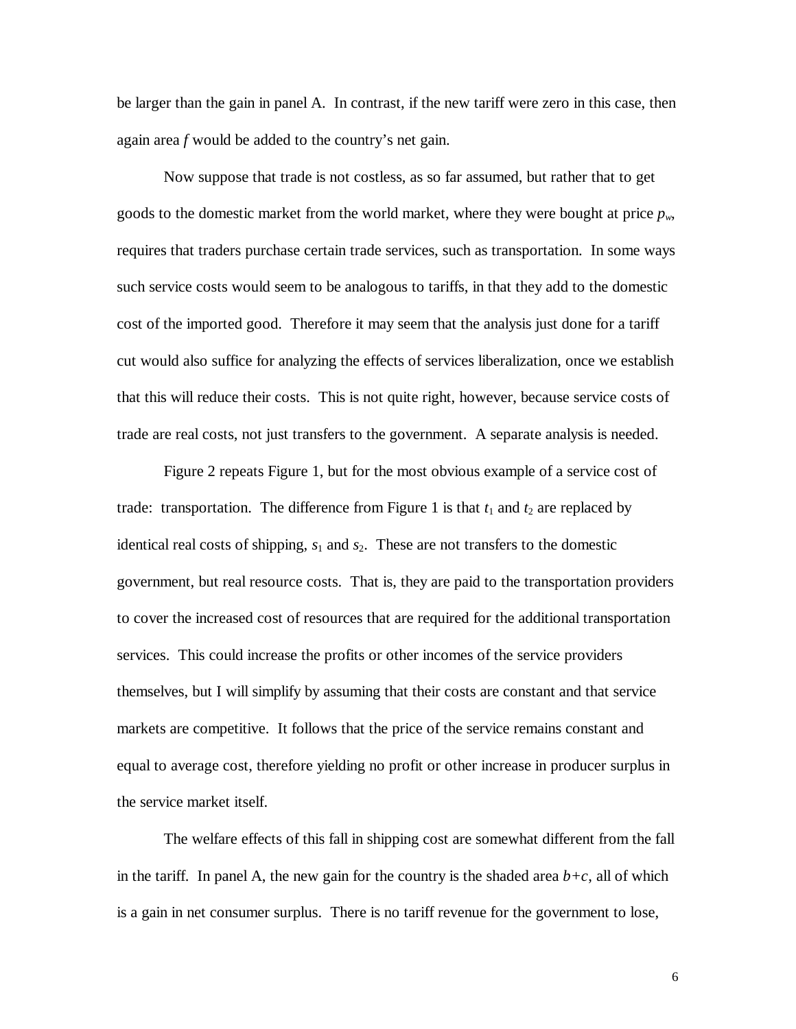be larger than the gain in panel A. In contrast, if the new tariff were zero in this case, then again area *f* would be added to the country's net gain.

Now suppose that trade is not costless, as so far assumed, but rather that to get goods to the domestic market from the world market, where they were bought at price $p_w$, requires that traders purchase certain trade services, such as transportation. In some ways such service costs would seem to be analogous to tariffs, in that they add to the domestic cost of the imported good. Therefore it may seem that the analysis just done for a tariff cut would also suffice for analyzing the effects of services liberalization, once we establish that this will reduce their costs. This is not quite right, however, because service costs of trade are real costs, not just transfers to the government. A separate analysis is needed.

Figure 2 repeats Figure 1, but for the most obvious example of a service cost of trade: transportation. The difference from Figure 1 is that $t_1$ and $t_2$ are replaced by identical real costs of shipping, $s_1$ and $s_2$. These are not transfers to the domestic government, but real resource costs. That is, they are paid to the transportation providers to cover the increased cost of resources that are required for the additional transportation services. This could increase the profits or other incomes of the service providers themselves, but I will simplify by assuming that their costs are constant and that service markets are competitive. It follows that the price of the service remains constant and equal to average cost, therefore yielding no profit or other increase in producer surplus in the service market itself.

The welfare effects of this fall in shipping cost are somewhat different from the fall in the tariff. In panel A, the new gain for the country is the shaded area $b+c$, all of which is a gain in net consumer surplus. There is no tariff revenue for the government to lose,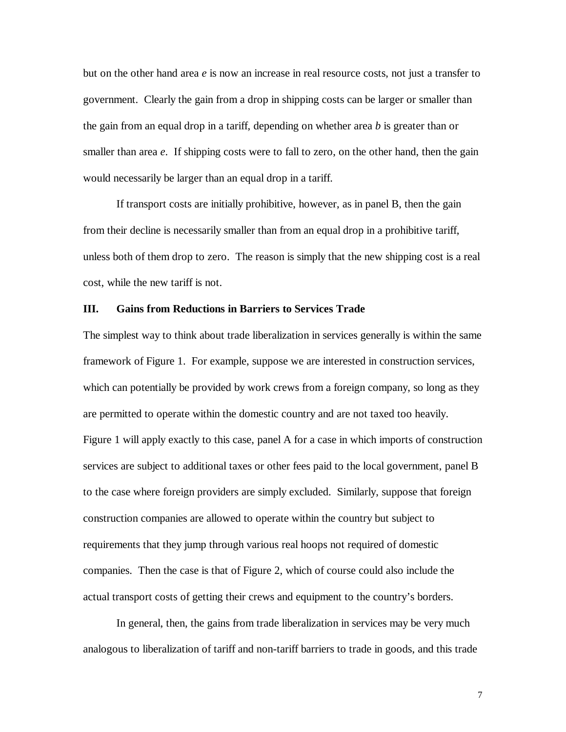but on the other hand area *e* is now an increase in real resource costs, not just a transfer to government. Clearly the gain from a drop in shipping costs can be larger or smaller than the gain from an equal drop in a tariff, depending on whether area *b* is greater than or smaller than area *e*. If shipping costs were to fall to zero, on the other hand, then the gain would necessarily be larger than an equal drop in a tariff.

If transport costs are initially prohibitive, however, as in panel B, then the gain from their decline is necessarily smaller than from an equal drop in a prohibitive tariff, unless both of them drop to zero. The reason is simply that the new shipping cost is a real cost, while the new tariff is not.

## III. Gains from Reductions in Barriers to Services Trade

The simplest way to think about trade liberalization in services generally is within the same framework of Figure 1. For example, suppose we are interested in construction services, which can potentially be provided by work crews from a foreign company, so long as they are permitted to operate within the domestic country and are not taxed too heavily. Figure 1 will apply exactly to this case, panel A for a case in which imports of construction services are subject to additional taxes or other fees paid to the local government, panel B to the case where foreign providers are simply excluded. Similarly, suppose that foreign construction companies are allowed to operate within the country but subject to requirements that they jump through various real hoops not required of domestic companies. Then the case is that of Figure 2, which of course could also include the actual transport costs of getting their crews and equipment to the country's borders.

In general, then, the gains from trade liberalization in services may be very much analogous to liberalization of tariff and non-tariff barriers to trade in goods, and this trade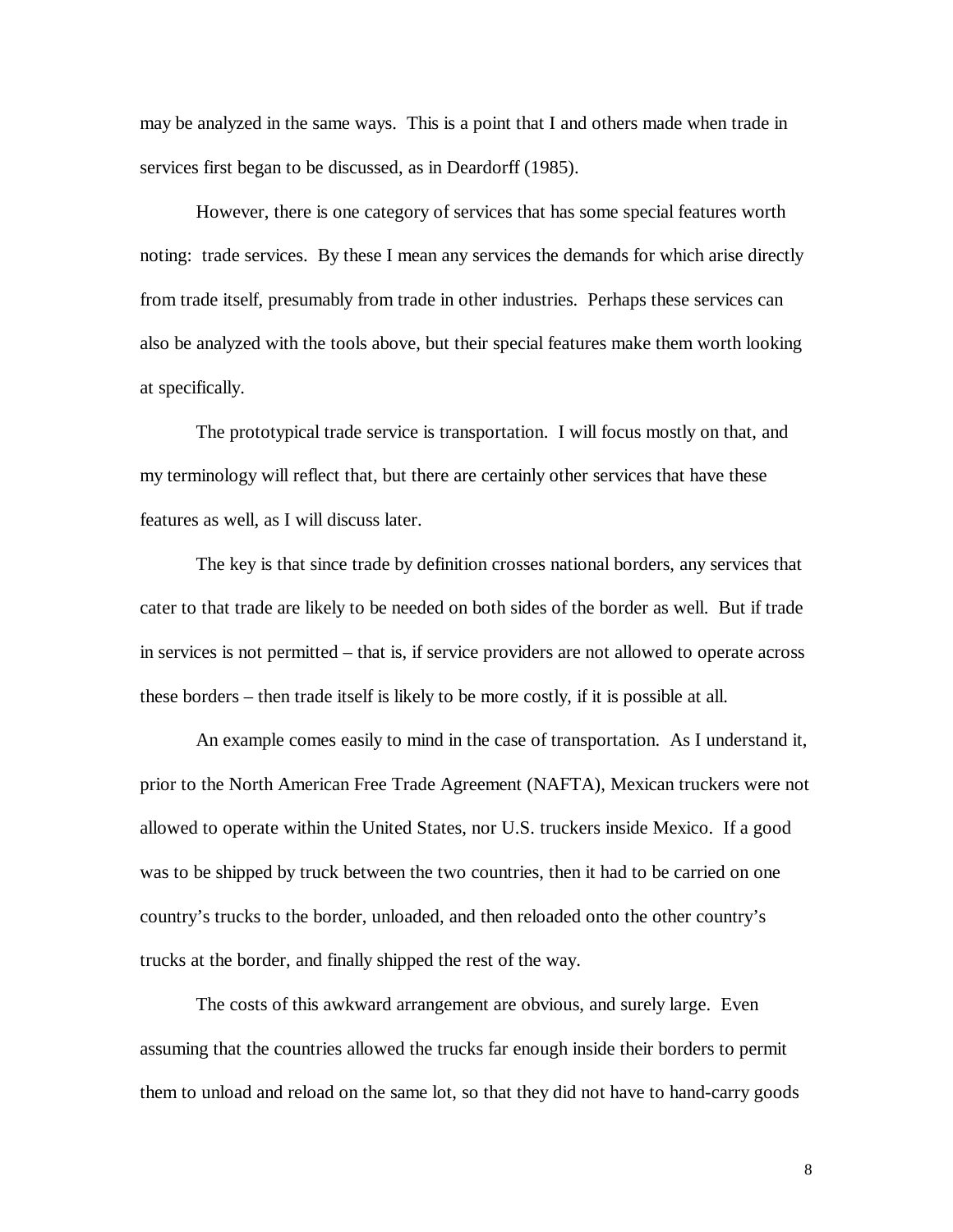may be analyzed in the same ways. This is a point that I and others made when trade in services first began to be discussed, as in Deardorff (1985).

However, there is one category of services that has some special features worth noting: trade services. By these I mean any services the demands for which arise directly from trade itself, presumably from trade in other industries. Perhaps these services can also be analyzed with the tools above, but their special features make them worth looking at specifically.

The prototypical trade service is transportation. I will focus mostly on that, and my terminology will reflect that, but there are certainly other services that have these features as well, as I will discuss later.

The key is that since trade by definition crosses national borders, any services that cater to that trade are likely to be needed on both sides of the border as well. But if trade in services is not permitted – that is, if service providers are not allowed to operate across these borders – then trade itself is likely to be more costly, if it is possible at all.

An example comes easily to mind in the case of transportation. As I understand it, prior to the North American Free Trade Agreement (NAFTA), Mexican truckers were not allowed to operate within the United States, nor U.S. truckers inside Mexico. If a good was to be shipped by truck between the two countries, then it had to be carried on one country's trucks to the border, unloaded, and then reloaded onto the other country's trucks at the border, and finally shipped the rest of the way.

The costs of this awkward arrangement are obvious, and surely large. Even assuming that the countries allowed the trucks far enough inside their borders to permit them to unload and reload on the same lot, so that they did not have to hand-carry goods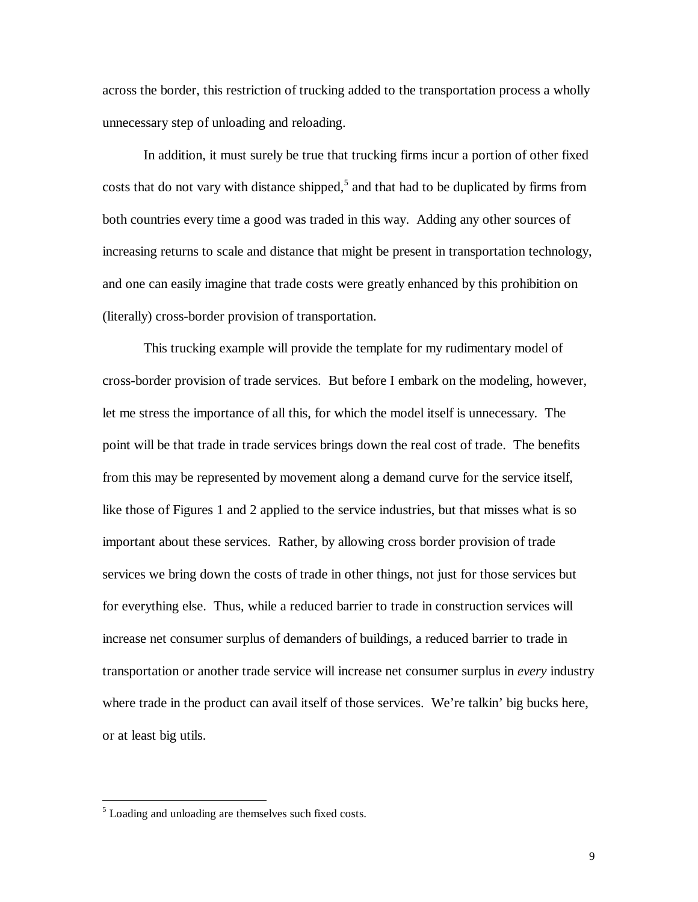across the border, this restriction of trucking added to the transportation process a wholly unnecessary step of unloading and reloading.

In addition, it must surely be true that trucking firms incur a portion of other fixed costs that do not vary with distance shipped,[5] and that had to be duplicated by firms from both countries every time a good was traded in this way. Adding any other sources of increasing returns to scale and distance that might be present in transportation technology, and one can easily imagine that trade costs were greatly enhanced by this prohibition on (literally) cross-border provision of transportation.

This trucking example will provide the template for my rudimentary model of cross-border provision of trade services. But before I embark on the modeling, however, let me stress the importance of all this, for which the model itself is unnecessary. The point will be that trade in trade services brings down the real cost of trade. The benefits from this may be represented by movement along a demand curve for the service itself, like those of Figures 1 and 2 applied to the service industries, but that misses what is so important about these services. Rather, by allowing cross border provision of trade services we bring down the costs of trade in other things, not just for those services but for everything else. Thus, while a reduced barrier to trade in construction services will increase net consumer surplus of demanders of buildings, a reduced barrier to trade in transportation or another trade service will increase net consumer surplus in *every* industry where trade in the product can avail itself of those services. We're talkin' big bucks here, or at least big utils.

[5] Loading and unloading are themselves such fixed costs.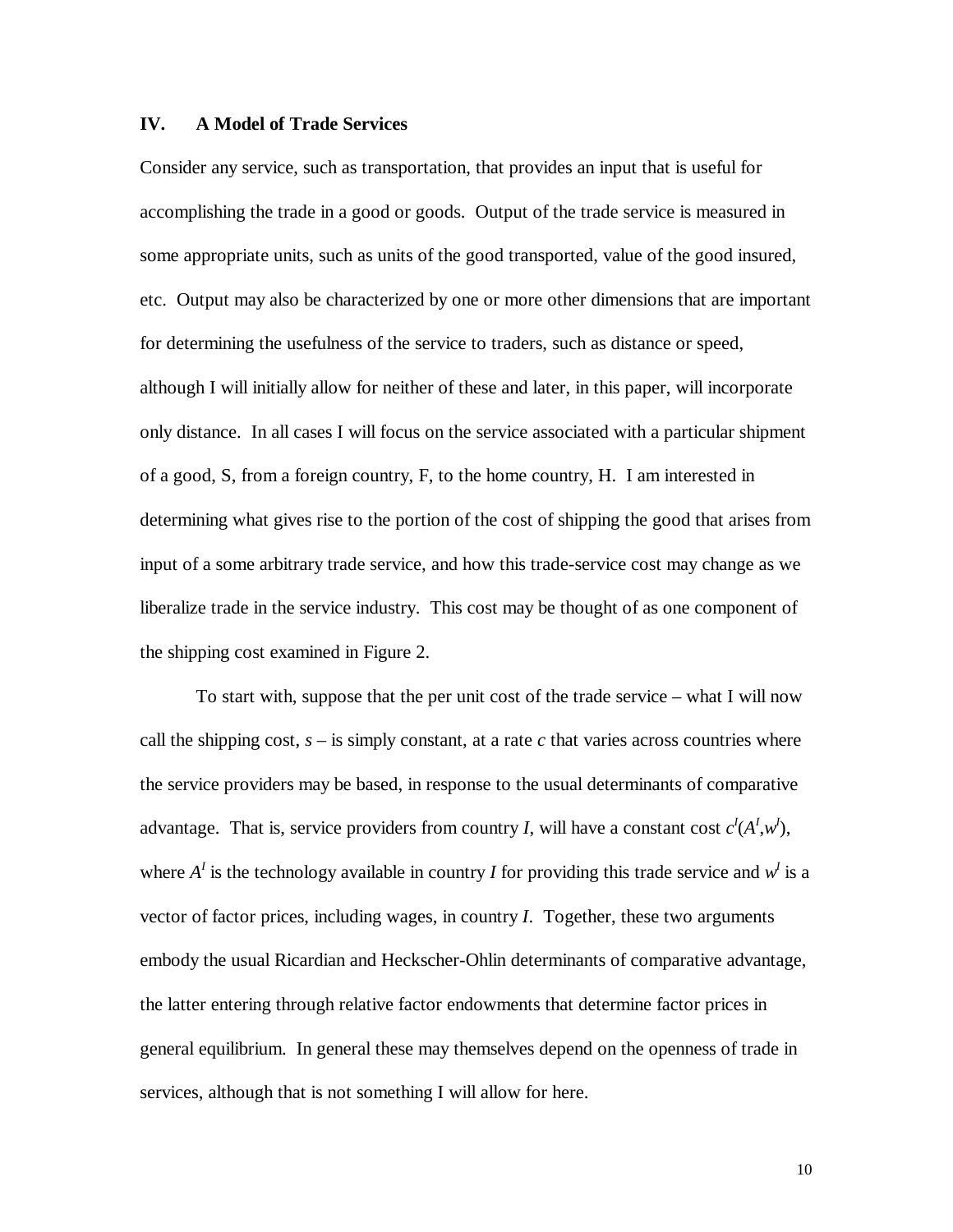## IV. A Model of Trade Services

Consider any service, such as transportation, that provides an input that is useful for accomplishing the trade in a good or goods. Output of the trade service is measured in some appropriate units, such as units of the good transported, value of the good insured, etc. Output may also be characterized by one or more other dimensions that are important for determining the usefulness of the service to traders, such as distance or speed, although I will initially allow for neither of these and later, in this paper, will incorporate only distance. In all cases I will focus on the service associated with a particular shipment of a good, S, from a foreign country, F, to the home country, H. I am interested in determining what gives rise to the portion of the cost of shipping the good that arises from input of a some arbitrary trade service, and how this trade-service cost may change as we liberalize trade in the service industry. This cost may be thought of as one component of the shipping cost examined in Figure 2.

To start with, suppose that the per unit cost of the trade service – what I will now call the shipping cost, $s$ – is simply constant, at a rate $c$ that varies across countries where the service providers may be based, in response to the usual determinants of comparative advantage. That is, service providers from country $I$, will have a constant cost $c^I(A^I,w^I)$, where $A^I$ is the technology available in country $I$ for providing this trade service and $w^I$ is a vector of factor prices, including wages, in country $I$. Together, these two arguments embody the usual Ricardian and Heckscher-Ohlin determinants of comparative advantage, the latter entering through relative factor endowments that determine factor prices in general equilibrium. In general these may themselves depend on the openness of trade in services, although that is not something I will allow for here.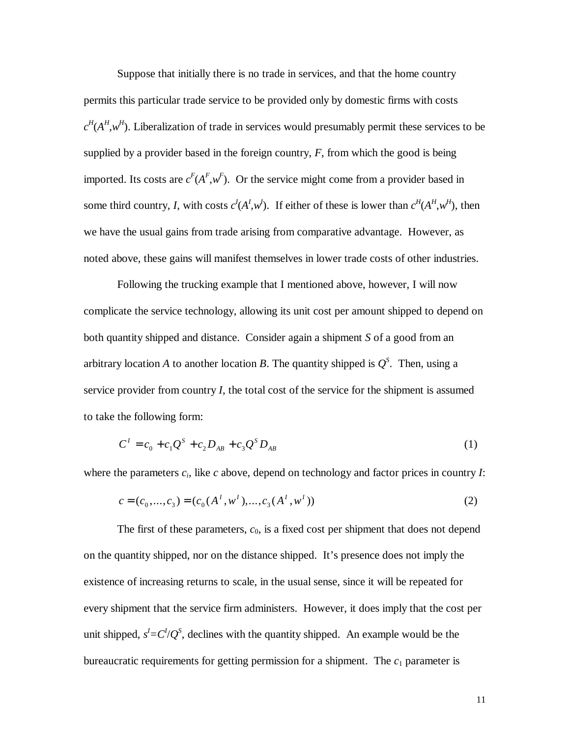Suppose that initially there is no trade in services, and that the home country permits this particular trade service to be provided only by domestic firms with costs $c^H(A^H,w^H)$. Liberalization of trade in services would presumably permit these services to be supplied by a provider based in the foreign country, $F$, from which the good is being imported. Its costs are $c^F(A^F,w^F)$. Or the service might come from a provider based in some third country, $I$, with costs $c^I(A^I,w^I)$. If either of these is lower than $c^H(A^H,w^H)$, then we have the usual gains from trade arising from comparative advantage. However, as noted above, these gains will manifest themselves in lower trade costs of other industries.

Following the trucking example that I mentioned above, however, I will now complicate the service technology, allowing its unit cost per amount shipped to depend on both quantity shipped and distance. Consider again a shipment $S$ of a good from an arbitrary location $A$ to another location $B$. The quantity shipped is $Q^S$. Then, using a service provider from country $I$, the total cost of the service for the shipment is assumed to take the following form:

$$C^I = c_0 + c_1 Q^S + c_2 D_{AB} + c_3 Q^S D_{AB} \tag{1}$$

where the parameters $c_i$, like $c$ above, depend on technology and factor prices in country $I$:

$$c = (c_0,...,c_3) = (c_0(A^I,w^I),...,c_3(A^I,w^I)) \tag{2}$$

The first of these parameters, $c_0$, is a fixed cost per shipment that does not depend on the quantity shipped, nor on the distance shipped. It's presence does not imply the existence of increasing returns to scale, in the usual sense, since it will be repeated for every shipment that the service firm administers. However, it does imply that the cost per unit shipped, $s^I=C^I/Q^S$, declines with the quantity shipped. An example would be the bureaucratic requirements for getting permission for a shipment. The $c_1$ parameter is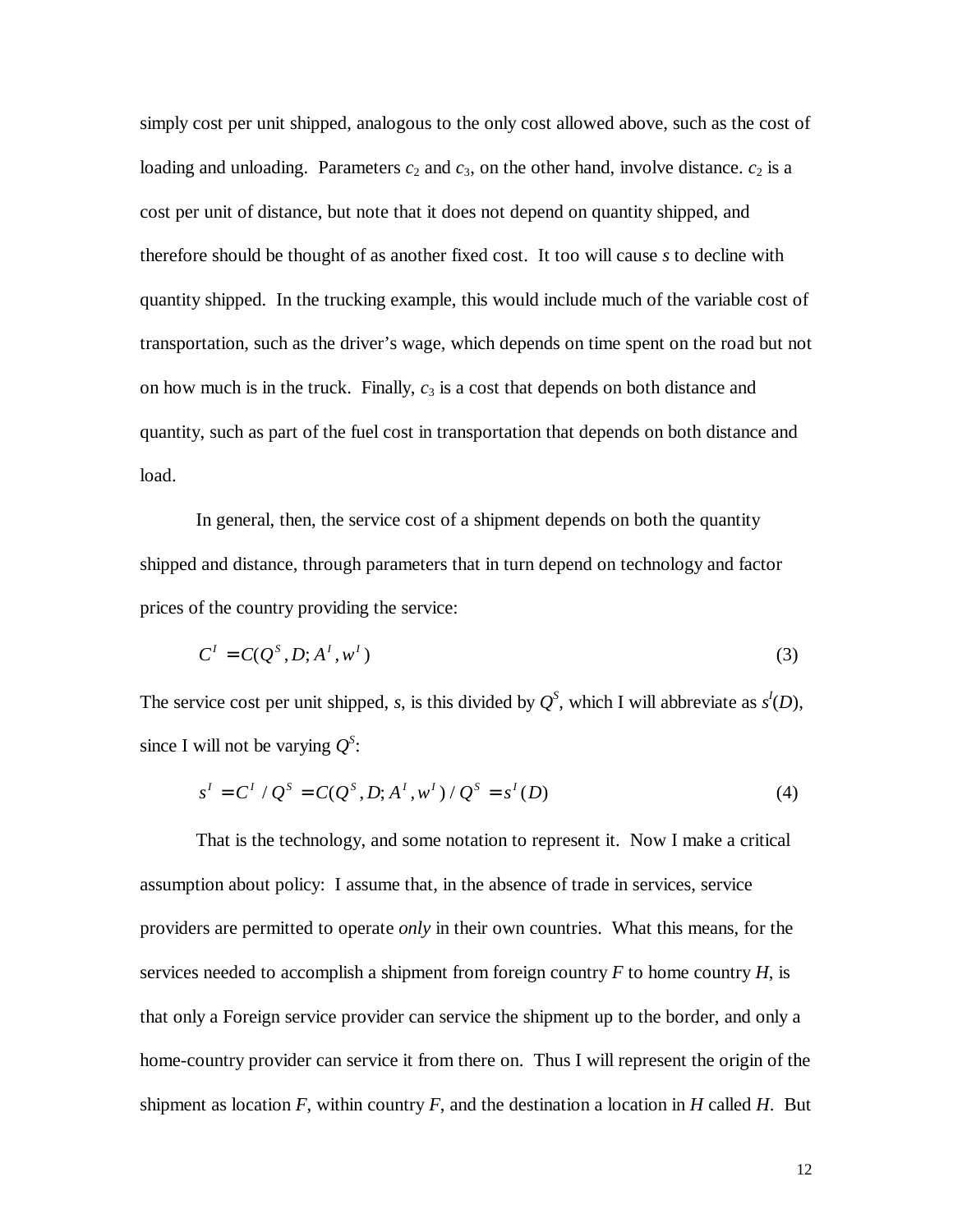simply cost per unit shipped, analogous to the only cost allowed above, such as the cost of loading and unloading. Parameters $c_2$ and $c_3$, on the other hand, involve distance. $c_2$ is a cost per unit of distance, but note that it does not depend on quantity shipped, and therefore should be thought of as another fixed cost. It too will cause $s$ to decline with quantity shipped. In the trucking example, this would include much of the variable cost of transportation, such as the driver's wage, which depends on time spent on the road but not on how much is in the truck. Finally, $c_3$ is a cost that depends on both distance and quantity, such as part of the fuel cost in transportation that depends on both distance and load.

In general, then, the service cost of a shipment depends on both the quantity shipped and distance, through parameters that in turn depend on technology and factor prices of the country providing the service:

$$C^I = C(Q^S, D; A^I, w^I) \tag{3}$$

The service cost per unit shipped, $s$, is this divided by $Q^S$, which I will abbreviate as $s^I(D)$, since I will not be varying $Q^S$:

$$s^I = C^I / Q^S = C(Q^S, D; A^I, w^I) / Q^S = s^I(D) \tag{4}$$

That is the technology, and some notation to represent it. Now I make a critical assumption about policy: I assume that, in the absence of trade in services, service providers are permitted to operate *only* in their own countries. What this means, for the services needed to accomplish a shipment from foreign country $F$ to home country $H$, is that only a Foreign service provider can service the shipment up to the border, and only a home-country provider can service it from there on. Thus I will represent the origin of the shipment as location $F$, within country $F$, and the destination a location in $H$ called $H$. But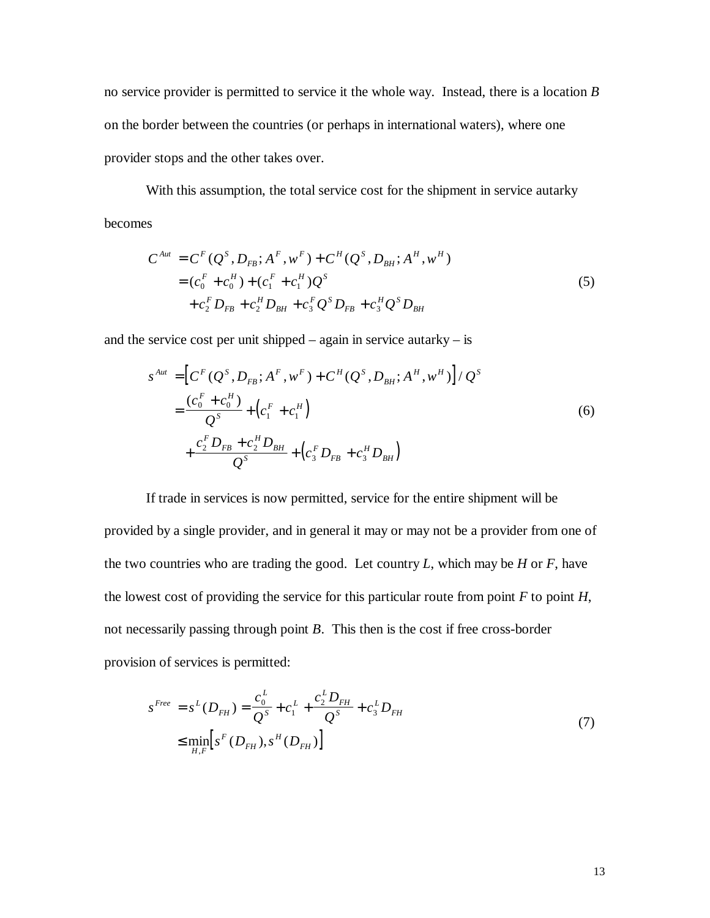no service provider is permitted to service it the whole way. Instead, there is a location *B* on the border between the countries (or perhaps in international waters), where one provider stops and the other takes over.

With this assumption, the total service cost for the shipment in service autarky becomes

$$
\begin{aligned}
C^{Aut} &= C^F(Q^S, D_{FB}; A^F, w^F) + C^H(Q^S, D_{BH}; A^H, w^H) \\
&= (c_0^F + c_0^H) + (c_1^F + c_1^H)Q^S \\
&\quad + c_2^F D_{FB} + c_2^H D_{BH} + c_3^F Q^S D_{FB} + c_3^H Q^S D_{BH}
\end{aligned}
\tag{5}
$$

and the service cost per unit shipped – again in service autarky – is

$$
\begin{aligned}
s^{Aut} &= \left[ C^F(Q^S, D_{FB}; A^F, w^F) + C^H(Q^S, D_{BH}; A^H, w^H) \right] / Q^S \\
&= \frac{(c_0^F + c_0^H)}{Q^S} + \left( c_1^F + c_1^H \right) \\
&\quad + \frac{c_2^F D_{FB} + c_2^H D_{BH}}{Q^S} + \left( c_3^F D_{FB} + c_3^H D_{BH} \right)
\end{aligned}
\tag{6}
$$

If trade in services is now permitted, service for the entire shipment will be provided by a single provider, and in general it may or may not be a provider from one of the two countries who are trading the good. Let country *L*, which may be *H* or *F*, have the lowest cost of providing the service for this particular route from point *F* to point *H*, not necessarily passing through point *B*. This then is the cost if free cross-border provision of services is permitted:

$$
\begin{aligned}
s^{Free} &= s^L(D_{FH}) = \frac{c_0^L}{Q^S} + c_1^L + \frac{c_2^L D_{FH}}{Q^S} + c_3^L D_{FH} \\
&\le \min_{H,F} \left[ s^F(D_{FH}), s^H(D_{FH}) \right]
\end{aligned}
\tag{7}
$$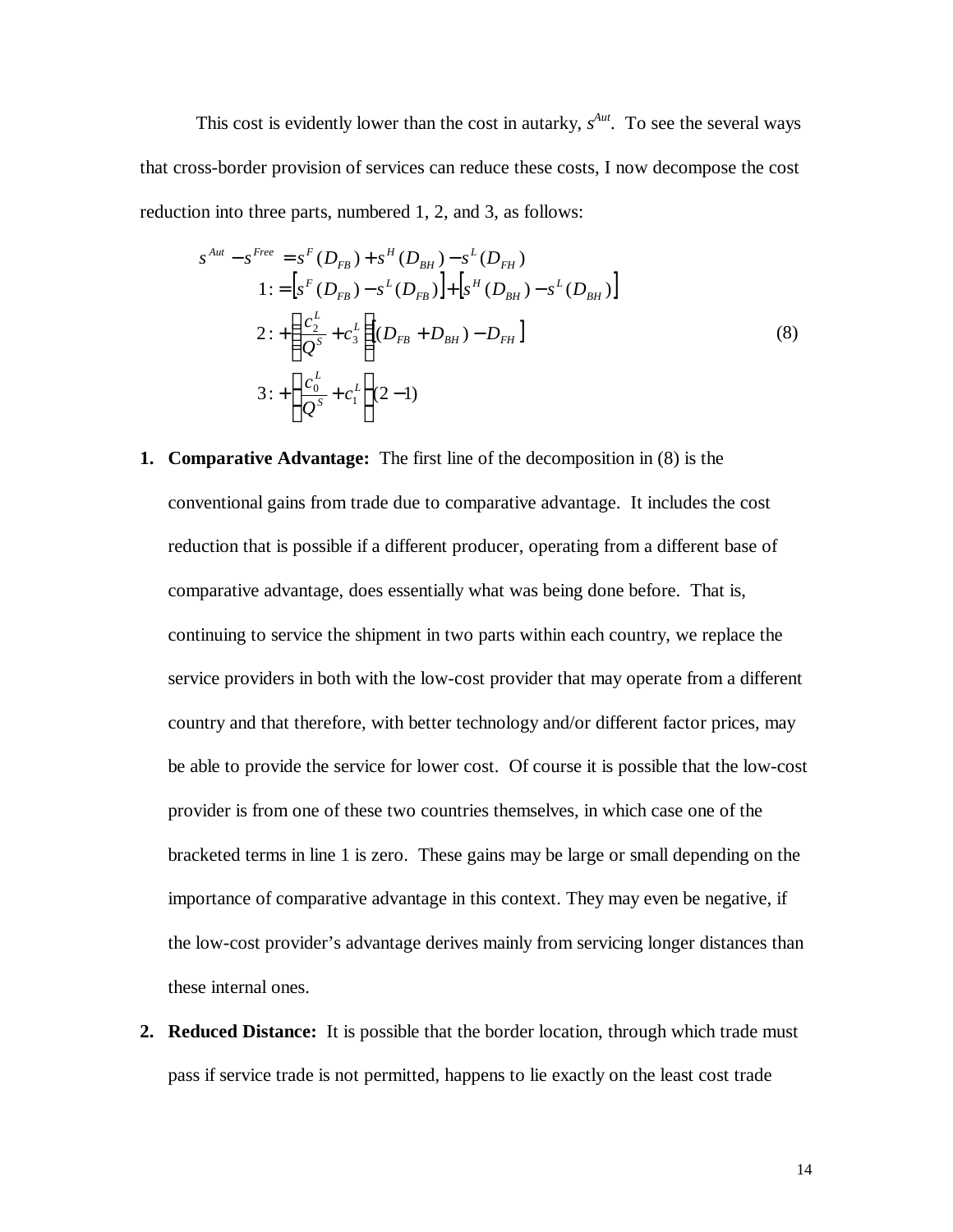This cost is evidently lower than the cost in autarky, $s^{Aut}$. To see the several ways that cross-border provision of services can reduce these costs, I now decompose the cost reduction into three parts, numbered 1, 2, and 3, as follows:

$$
\begin{aligned}
s^{Aut} - s^{Free} &= s^F(D_{FB}) + s^H(D_{BH}) - s^L(D_{FH}) \\
1: &= \left[s^F(D_{FB}) - s^L(D_{FB})\right] + \left[s^H(D_{BH}) - s^L(D_{BH})\right] \\
2: &+ \left(\frac{c_2^L}{Q^S} + c_3^L\right)\left[(D_{FB} + D_{BH}) - D_{FH}\right] \\
3: &+ \left(\frac{c_0^L}{Q^S} + c_1^L\right)(2-1)
\end{aligned}
\tag{8}
$$

1. **Comparative Advantage:** The first line of the decomposition in (8) is the conventional gains from trade due to comparative advantage. It includes the cost reduction that is possible if a different producer, operating from a different base of comparative advantage, does essentially what was being done before. That is, continuing to service the shipment in two parts within each country, we replace the service providers in both with the low-cost provider that may operate from a different country and that therefore, with better technology and/or different factor prices, may be able to provide the service for lower cost. Of course it is possible that the low-cost provider is from one of these two countries themselves, in which case one of the bracketed terms in line 1 is zero. These gains may be large or small depending on the importance of comparative advantage in this context. They may even be negative, if the low-cost provider's advantage derives mainly from servicing longer distances than these internal ones.

2. **Reduced Distance:** It is possible that the border location, through which trade must pass if service trade is not permitted, happens to lie exactly on the least cost trade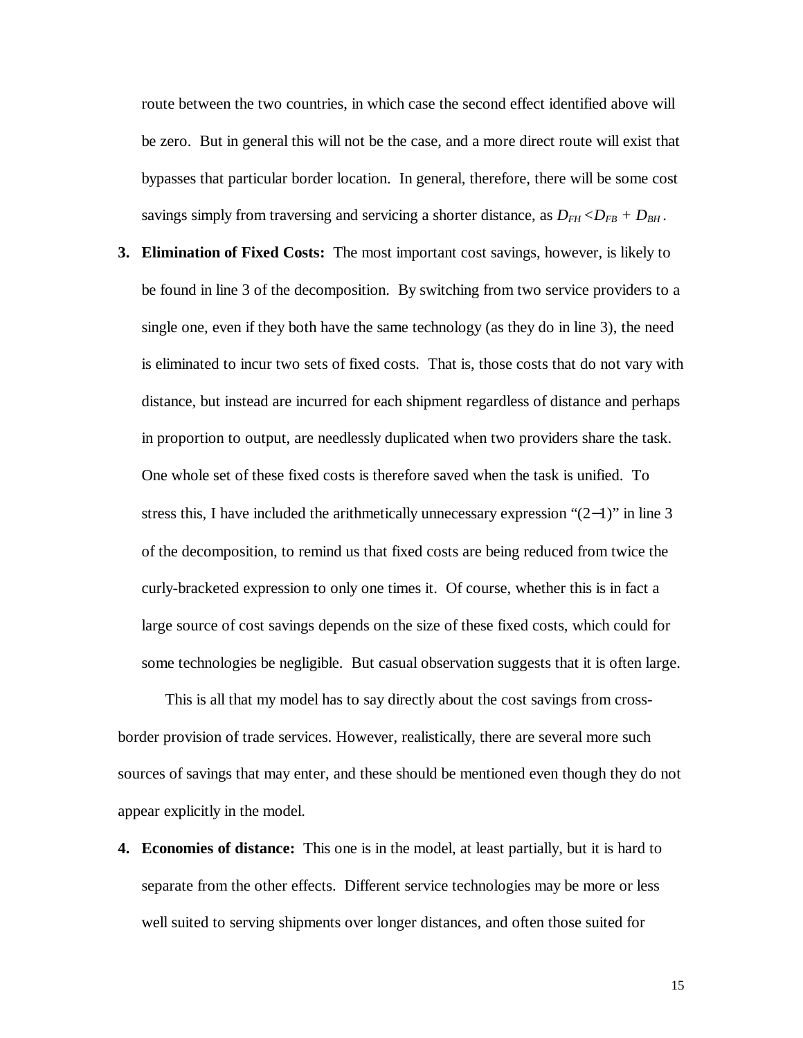route between the two countries, in which case the second effect identified above will be zero. But in general this will not be the case, and a more direct route will exist that bypasses that particular border location. In general, therefore, there will be some cost savings simply from traversing and servicing a shorter distance, as $D_{FH} < D_{FB} + D_{BH}$.

3. **Elimination of Fixed Costs:** The most important cost savings, however, is likely to be found in line 3 of the decomposition. By switching from two service providers to a single one, even if they both have the same technology (as they do in line 3), the need is eliminated to incur two sets of fixed costs. That is, those costs that do not vary with distance, but instead are incurred for each shipment regardless of distance and perhaps in proportion to output, are needlessly duplicated when two providers share the task. One whole set of these fixed costs is therefore saved when the task is unified. To stress this, I have included the arithmetically unnecessary expression "(2−1)" in line 3 of the decomposition, to remind us that fixed costs are being reduced from twice the curly-bracketed expression to only one times it. Of course, whether this is in fact a large source of cost savings depends on the size of these fixed costs, which could for some technologies be negligible. But casual observation suggests that it is often large.

This is all that my model has to say directly about the cost savings from cross-border provision of trade services. However, realistically, there are several more such sources of savings that may enter, and these should be mentioned even though they do not appear explicitly in the model.

4. **Economies of distance:** This one is in the model, at least partially, but it is hard to separate from the other effects. Different service technologies may be more or less well suited to serving shipments over longer distances, and often those suited for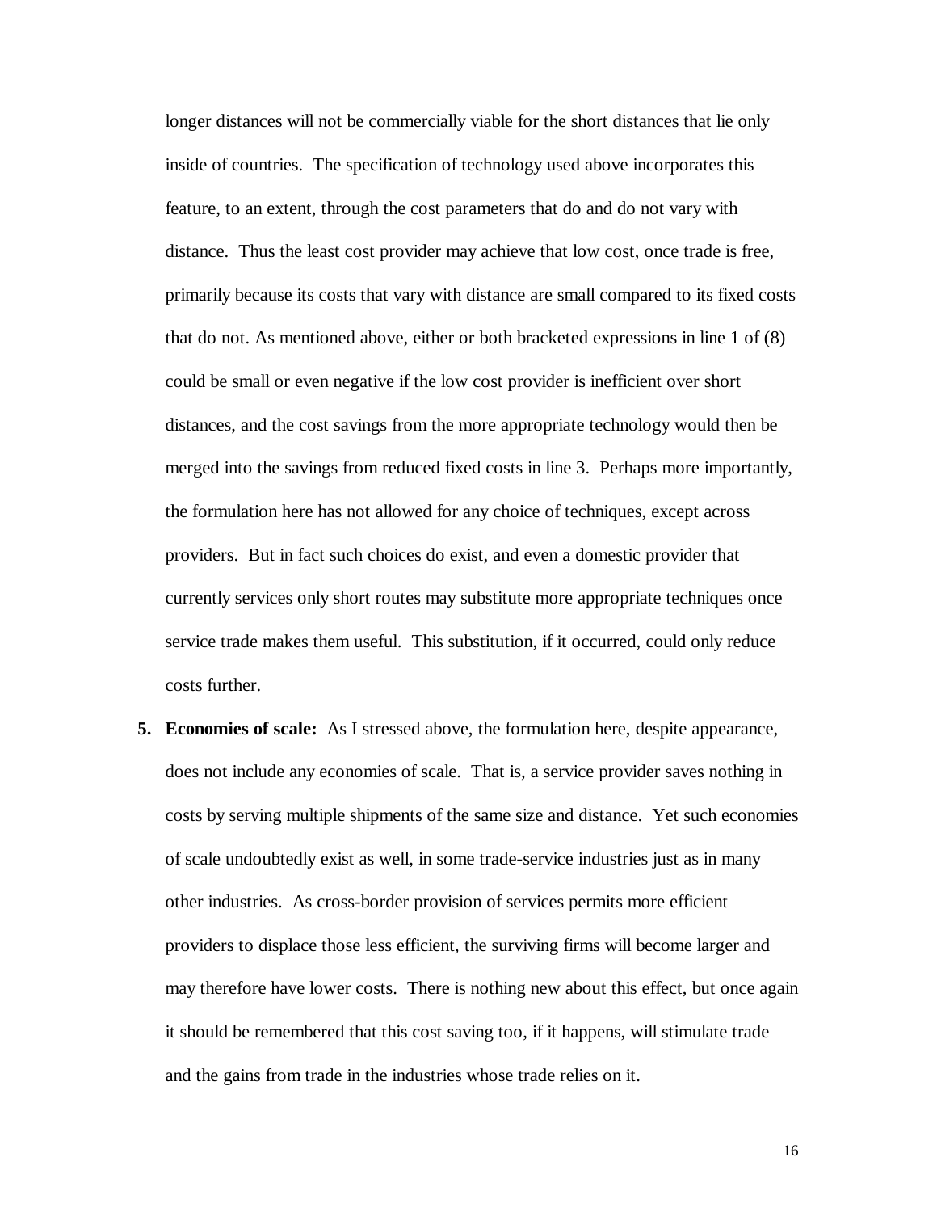longer distances will not be commercially viable for the short distances that lie only inside of countries. The specification of technology used above incorporates this feature, to an extent, through the cost parameters that do and do not vary with distance. Thus the least cost provider may achieve that low cost, once trade is free, primarily because its costs that vary with distance are small compared to its fixed costs that do not. As mentioned above, either or both bracketed expressions in line 1 of (8) could be small or even negative if the low cost provider is inefficient over short distances, and the cost savings from the more appropriate technology would then be merged into the savings from reduced fixed costs in line 3. Perhaps more importantly, the formulation here has not allowed for any choice of techniques, except across providers. But in fact such choices do exist, and even a domestic provider that currently services only short routes may substitute more appropriate techniques once service trade makes them useful. This substitution, if it occurred, could only reduce costs further.

5. **Economies of scale:** As I stressed above, the formulation here, despite appearance, does not include any economies of scale. That is, a service provider saves nothing in costs by serving multiple shipments of the same size and distance. Yet such economies of scale undoubtedly exist as well, in some trade-service industries just as in many other industries. As cross-border provision of services permits more efficient providers to displace those less efficient, the surviving firms will become larger and may therefore have lower costs. There is nothing new about this effect, but once again it should be remembered that this cost saving too, if it happens, will stimulate trade and the gains from trade in the industries whose trade relies on it.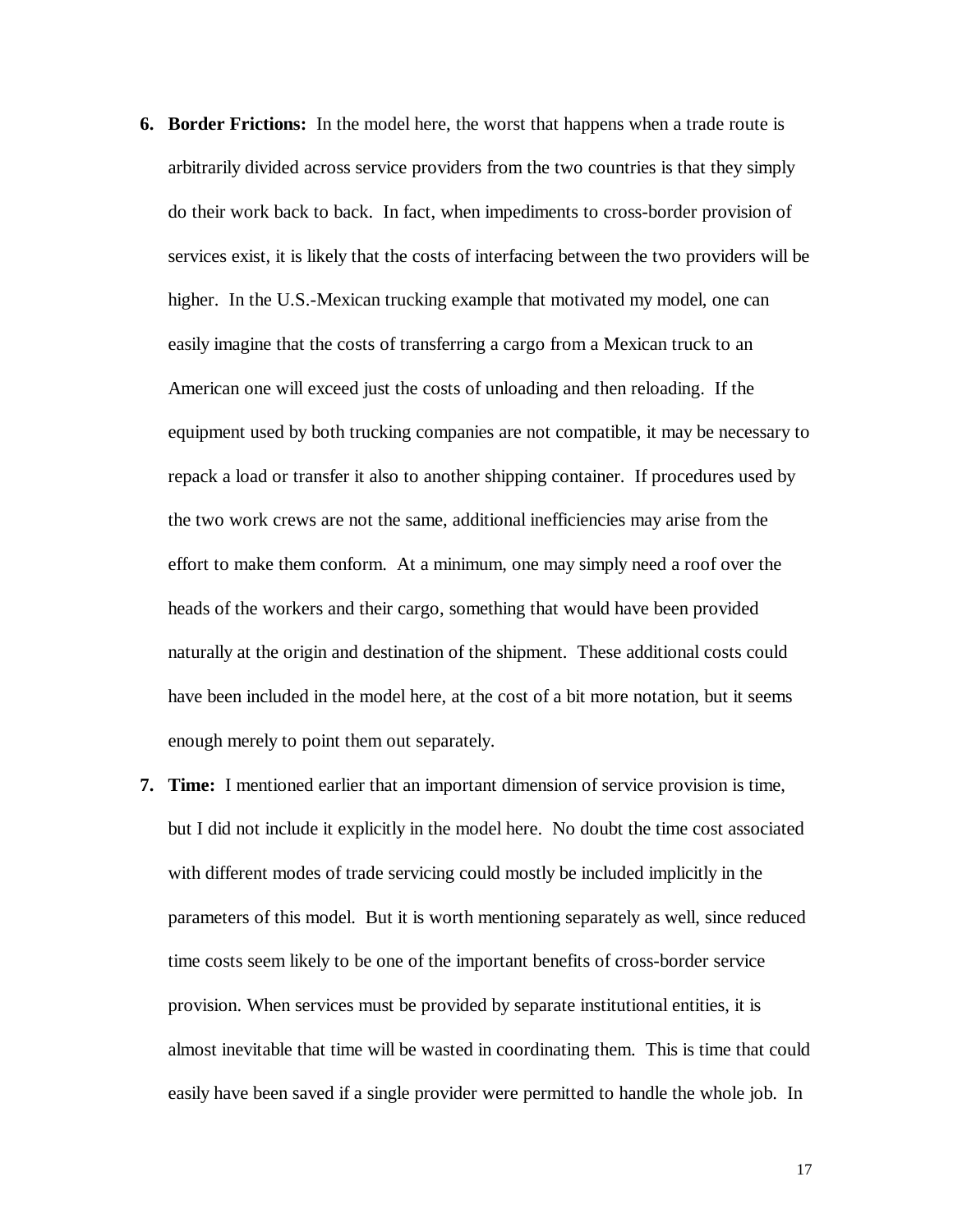6. **Border Frictions:** In the model here, the worst that happens when a trade route is arbitrarily divided across service providers from the two countries is that they simply do their work back to back. In fact, when impediments to cross-border provision of services exist, it is likely that the costs of interfacing between the two providers will be higher. In the U.S.-Mexican trucking example that motivated my model, one can easily imagine that the costs of transferring a cargo from a Mexican truck to an American one will exceed just the costs of unloading and then reloading. If the equipment used by both trucking companies are not compatible, it may be necessary to repack a load or transfer it also to another shipping container. If procedures used by the two work crews are not the same, additional inefficiencies may arise from the effort to make them conform. At a minimum, one may simply need a roof over the heads of the workers and their cargo, something that would have been provided naturally at the origin and destination of the shipment. These additional costs could have been included in the model here, at the cost of a bit more notation, but it seems enough merely to point them out separately.

7. **Time:** I mentioned earlier that an important dimension of service provision is time, but I did not include it explicitly in the model here. No doubt the time cost associated with different modes of trade servicing could mostly be included implicitly in the parameters of this model. But it is worth mentioning separately as well, since reduced time costs seem likely to be one of the important benefits of cross-border service provision. When services must be provided by separate institutional entities, it is almost inevitable that time will be wasted in coordinating them. This is time that could easily have been saved if a single provider were permitted to handle the whole job. In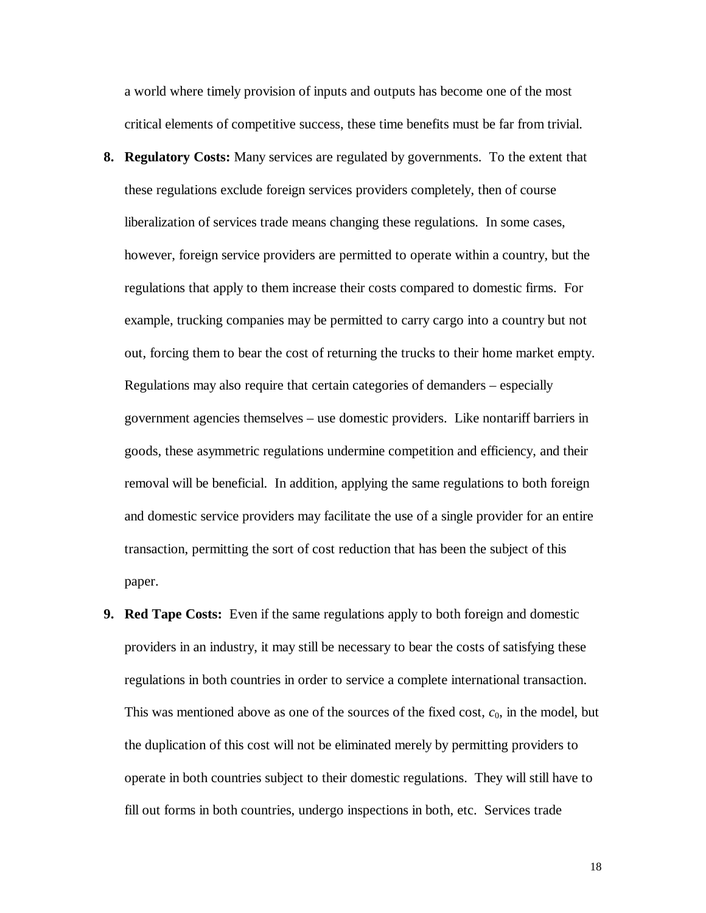a world where timely provision of inputs and outputs has become one of the most critical elements of competitive success, these time benefits must be far from trivial.

8. **Regulatory Costs:** Many services are regulated by governments. To the extent that these regulations exclude foreign services providers completely, then of course liberalization of services trade means changing these regulations. In some cases, however, foreign service providers are permitted to operate within a country, but the regulations that apply to them increase their costs compared to domestic firms. For example, trucking companies may be permitted to carry cargo into a country but not out, forcing them to bear the cost of returning the trucks to their home market empty. Regulations may also require that certain categories of demanders – especially government agencies themselves – use domestic providers. Like nontariff barriers in goods, these asymmetric regulations undermine competition and efficiency, and their removal will be beneficial. In addition, applying the same regulations to both foreign and domestic service providers may facilitate the use of a single provider for an entire transaction, permitting the sort of cost reduction that has been the subject of this paper.

9. **Red Tape Costs:** Even if the same regulations apply to both foreign and domestic providers in an industry, it may still be necessary to bear the costs of satisfying these regulations in both countries in order to service a complete international transaction. This was mentioned above as one of the sources of the fixed cost, $c_0$, in the model, but the duplication of this cost will not be eliminated merely by permitting providers to operate in both countries subject to their domestic regulations. They will still have to fill out forms in both countries, undergo inspections in both, etc. Services trade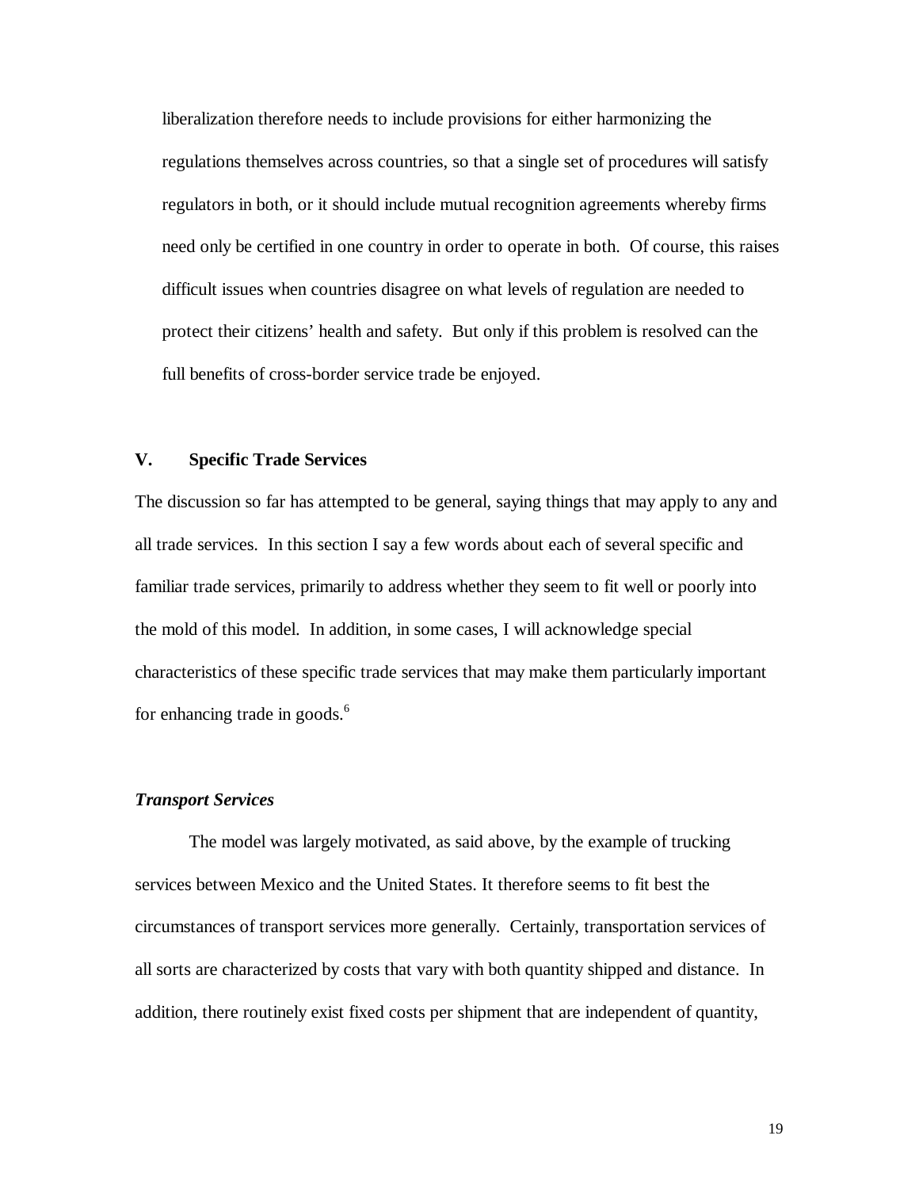liberalization therefore needs to include provisions for either harmonizing the regulations themselves across countries, so that a single set of procedures will satisfy regulators in both, or it should include mutual recognition agreements whereby firms need only be certified in one country in order to operate in both. Of course, this raises difficult issues when countries disagree on what levels of regulation are needed to protect their citizens' health and safety. But only if this problem is resolved can the full benefits of cross-border service trade be enjoyed.

## V. Specific Trade Services

The discussion so far has attempted to be general, saying things that may apply to any and all trade services. In this section I say a few words about each of several specific and familiar trade services, primarily to address whether they seem to fit well or poorly into the mold of this model. In addition, in some cases, I will acknowledge special characteristics of these specific trade services that may make them particularly important for enhancing trade in goods.[6]

### *Transport Services*

The model was largely motivated, as said above, by the example of trucking services between Mexico and the United States. It therefore seems to fit best the circumstances of transport services more generally. Certainly, transportation services of all sorts are characterized by costs that vary with both quantity shipped and distance. In addition, there routinely exist fixed costs per shipment that are independent of quantity,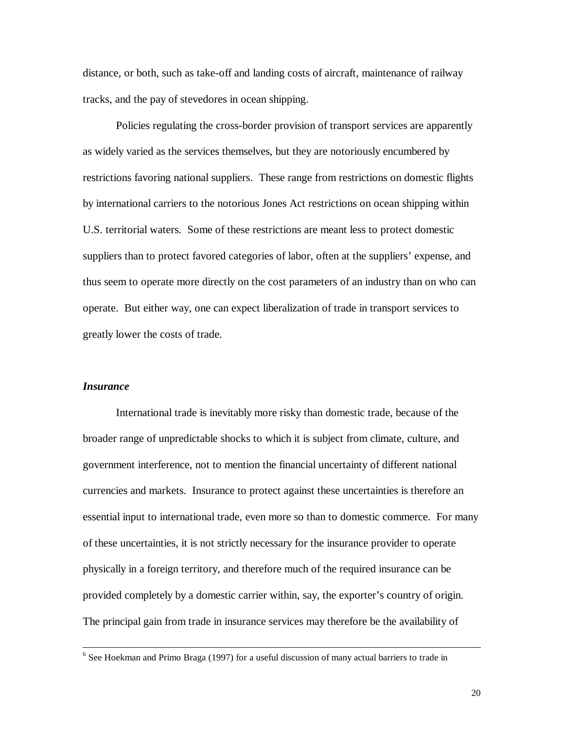distance, or both, such as take-off and landing costs of aircraft, maintenance of railway tracks, and the pay of stevedores in ocean shipping.

Policies regulating the cross-border provision of transport services are apparently as widely varied as the services themselves, but they are notoriously encumbered by restrictions favoring national suppliers. These range from restrictions on domestic flights by international carriers to the notorious Jones Act restrictions on ocean shipping within U.S. territorial waters. Some of these restrictions are meant less to protect domestic suppliers than to protect favored categories of labor, often at the suppliers' expense, and thus seem to operate more directly on the cost parameters of an industry than on who can operate. But either way, one can expect liberalization of trade in transport services to greatly lower the costs of trade.

### *Insurance*

International trade is inevitably more risky than domestic trade, because of the broader range of unpredictable shocks to which it is subject from climate, culture, and government interference, not to mention the financial uncertainty of different national currencies and markets. Insurance to protect against these uncertainties is therefore an essential input to international trade, even more so than to domestic commerce. For many of these uncertainties, it is not strictly necessary for the insurance provider to operate physically in a foreign territory, and therefore much of the required insurance can be provided completely by a domestic carrier within, say, the exporter's country of origin. The principal gain from trade in insurance services may therefore be the availability of

---

[6] See Hoekman and Primo Braga (1997) for a useful discussion of many actual barriers to trade in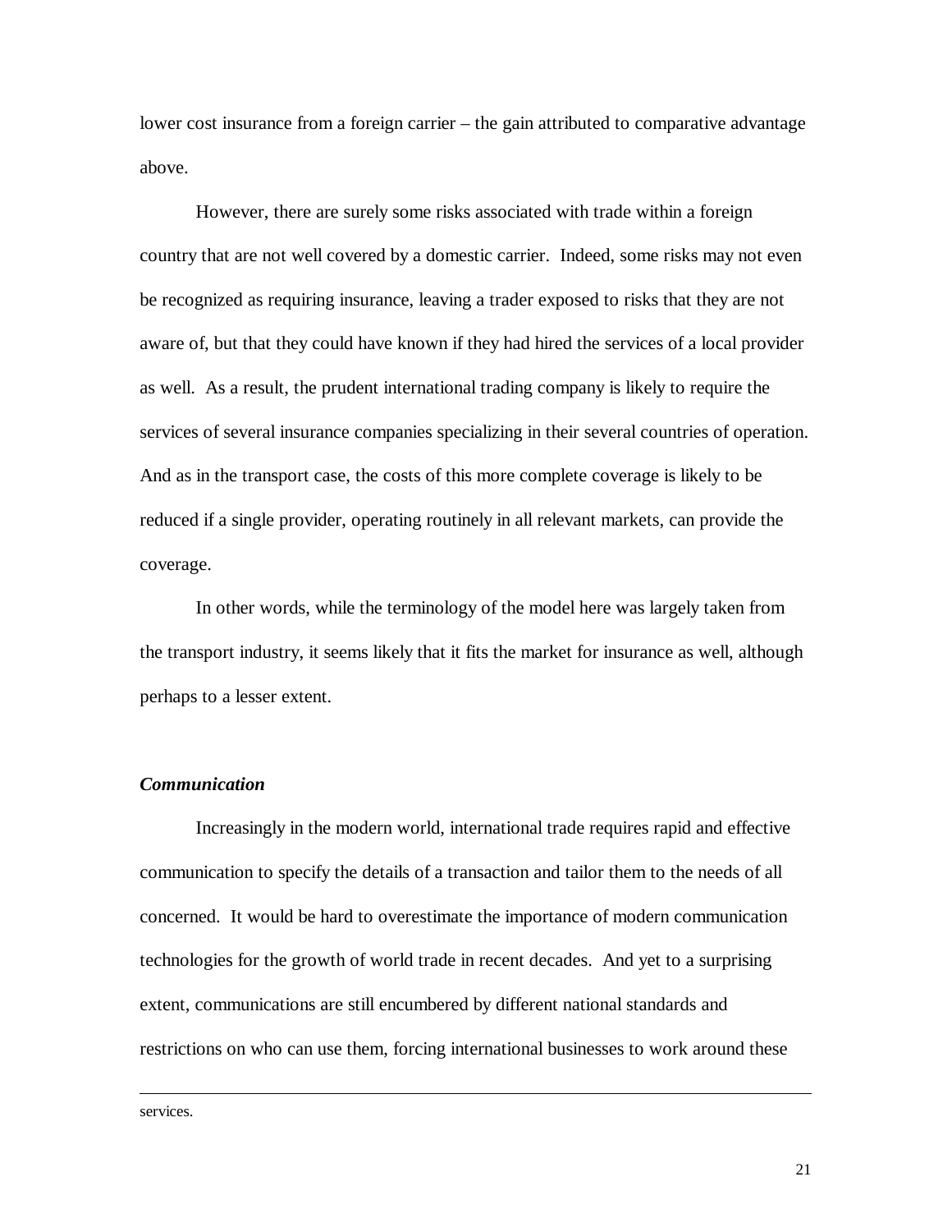lower cost insurance from a foreign carrier – the gain attributed to comparative advantage above.

However, there are surely some risks associated with trade within a foreign country that are not well covered by a domestic carrier. Indeed, some risks may not even be recognized as requiring insurance, leaving a trader exposed to risks that they are not aware of, but that they could have known if they had hired the services of a local provider as well. As a result, the prudent international trading company is likely to require the services of several insurance companies specializing in their several countries of operation. And as in the transport case, the costs of this more complete coverage is likely to be reduced if a single provider, operating routinely in all relevant markets, can provide the coverage.

In other words, while the terminology of the model here was largely taken from the transport industry, it seems likely that it fits the market for insurance as well, although perhaps to a lesser extent.

### *Communication*

Increasingly in the modern world, international trade requires rapid and effective communication to specify the details of a transaction and tailor them to the needs of all concerned. It would be hard to overestimate the importance of modern communication technologies for the growth of world trade in recent decades. And yet to a surprising extent, communications are still encumbered by different national standards and restrictions on who can use them, forcing international businesses to work around these

---

services.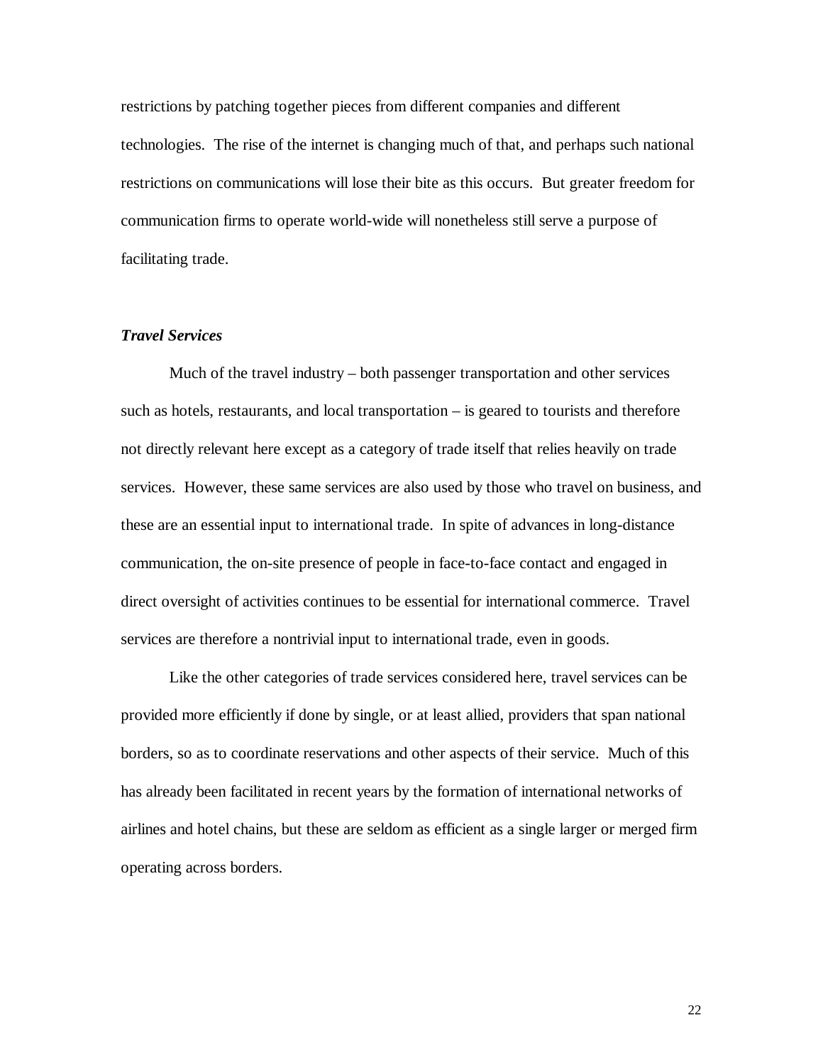restrictions by patching together pieces from different companies and different technologies. The rise of the internet is changing much of that, and perhaps such national restrictions on communications will lose their bite as this occurs. But greater freedom for communication firms to operate world-wide will nonetheless still serve a purpose of facilitating trade.

***Travel Services***

Much of the travel industry – both passenger transportation and other services such as hotels, restaurants, and local transportation – is geared to tourists and therefore not directly relevant here except as a category of trade itself that relies heavily on trade services. However, these same services are also used by those who travel on business, and these are an essential input to international trade. In spite of advances in long-distance communication, the on-site presence of people in face-to-face contact and engaged in direct oversight of activities continues to be essential for international commerce. Travel services are therefore a nontrivial input to international trade, even in goods.

Like the other categories of trade services considered here, travel services can be provided more efficiently if done by single, or at least allied, providers that span national borders, so as to coordinate reservations and other aspects of their service. Much of this has already been facilitated in recent years by the formation of international networks of airlines and hotel chains, but these are seldom as efficient as a single larger or merged firm operating across borders.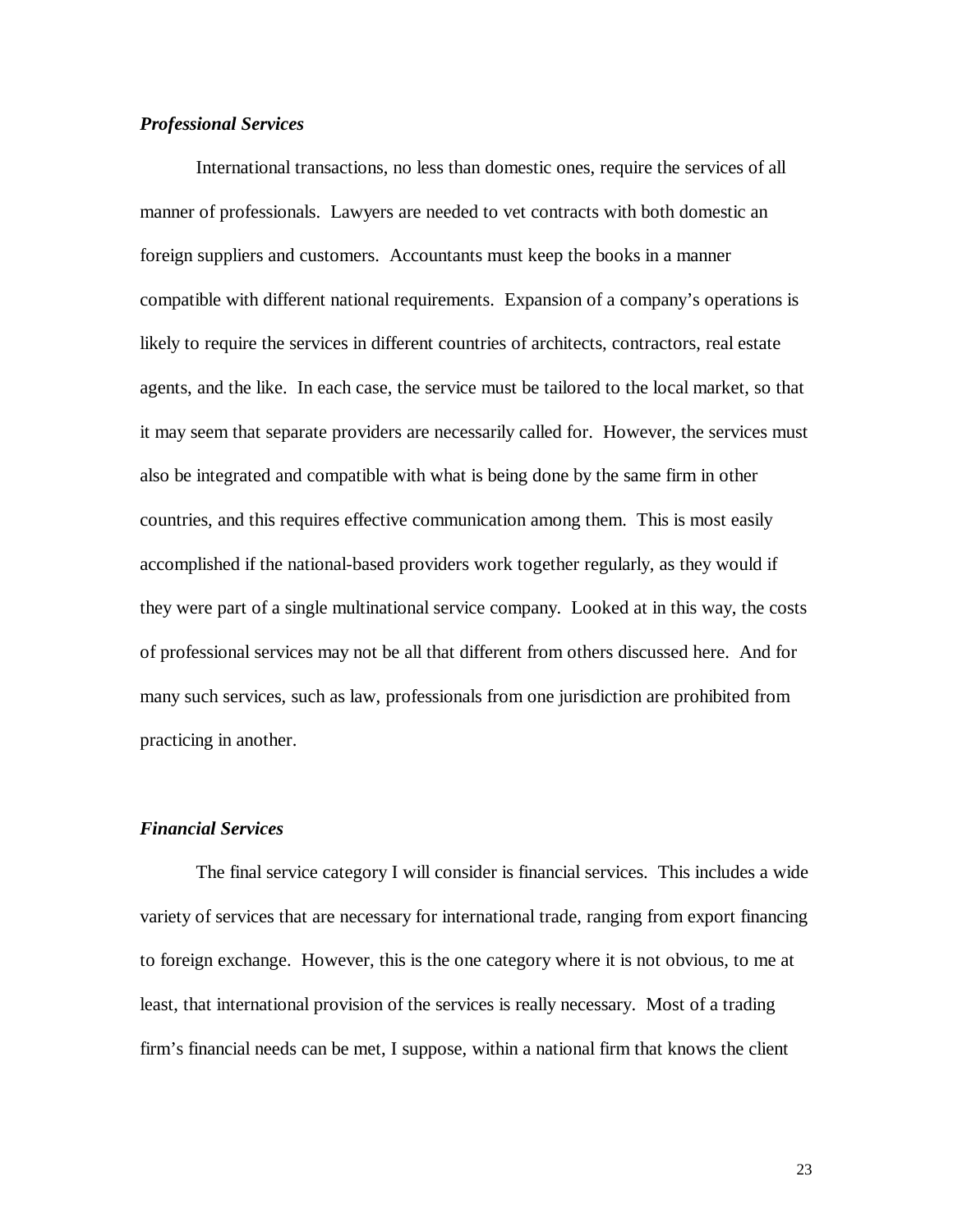### *Professional Services*

International transactions, no less than domestic ones, require the services of all manner of professionals. Lawyers are needed to vet contracts with both domestic an foreign suppliers and customers. Accountants must keep the books in a manner compatible with different national requirements. Expansion of a company's operations is likely to require the services in different countries of architects, contractors, real estate agents, and the like. In each case, the service must be tailored to the local market, so that it may seem that separate providers are necessarily called for. However, the services must also be integrated and compatible with what is being done by the same firm in other countries, and this requires effective communication among them. This is most easily accomplished if the national-based providers work together regularly, as they would if they were part of a single multinational service company. Looked at in this way, the costs of professional services may not be all that different from others discussed here. And for many such services, such as law, professionals from one jurisdiction are prohibited from practicing in another.

### *Financial Services*

The final service category I will consider is financial services. This includes a wide variety of services that are necessary for international trade, ranging from export financing to foreign exchange. However, this is the one category where it is not obvious, to me at least, that international provision of the services is really necessary. Most of a trading firm's financial needs can be met, I suppose, within a national firm that knows the client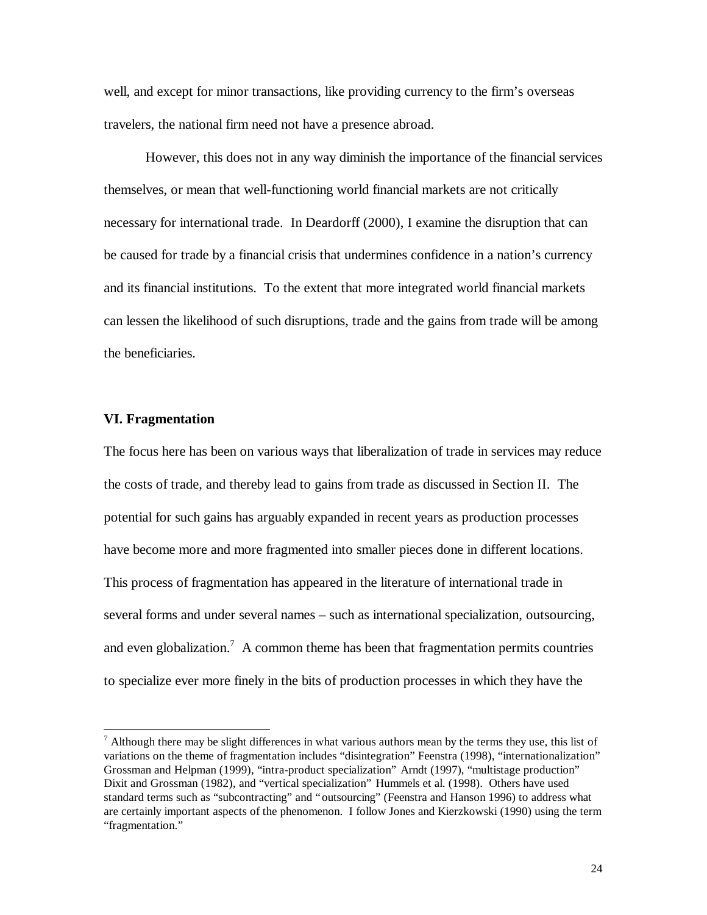well, and except for minor transactions, like providing currency to the firm's overseas travelers, the national firm need not have a presence abroad.

However, this does not in any way diminish the importance of the financial services themselves, or mean that well-functioning world financial markets are not critically necessary for international trade. In Deardorff (2000), I examine the disruption that can be caused for trade by a financial crisis that undermines confidence in a nation's currency and its financial institutions. To the extent that more integrated world financial markets can lessen the likelihood of such disruptions, trade and the gains from trade will be among the beneficiaries.

## VI. Fragmentation

The focus here has been on various ways that liberalization of trade in services may reduce the costs of trade, and thereby lead to gains from trade as discussed in Section II. The potential for such gains has arguably expanded in recent years as production processes have become more and more fragmented into smaller pieces done in different locations. This process of fragmentation has appeared in the literature of international trade in several forms and under several names – such as international specialization, outsourcing, and even globalization.[7] A common theme has been that fragmentation permits countries to specialize ever more finely in the bits of production processes in which they have the

---

[7] Although there may be slight differences in what various authors mean by the terms they use, this list of variations on the theme of fragmentation includes "disintegration" Feenstra (1998), "internationalization" Grossman and Helpman (1999), "intra-product specialization" Arndt (1997), "multistage production" Dixit and Grossman (1982), and "vertical specialization" Hummels et al. (1998). Others have used standard terms such as "subcontracting" and "outsourcing" (Feenstra and Hanson 1996) to address what are certainly important aspects of the phenomenon. I follow Jones and Kierzkowski (1990) using the term "fragmentation."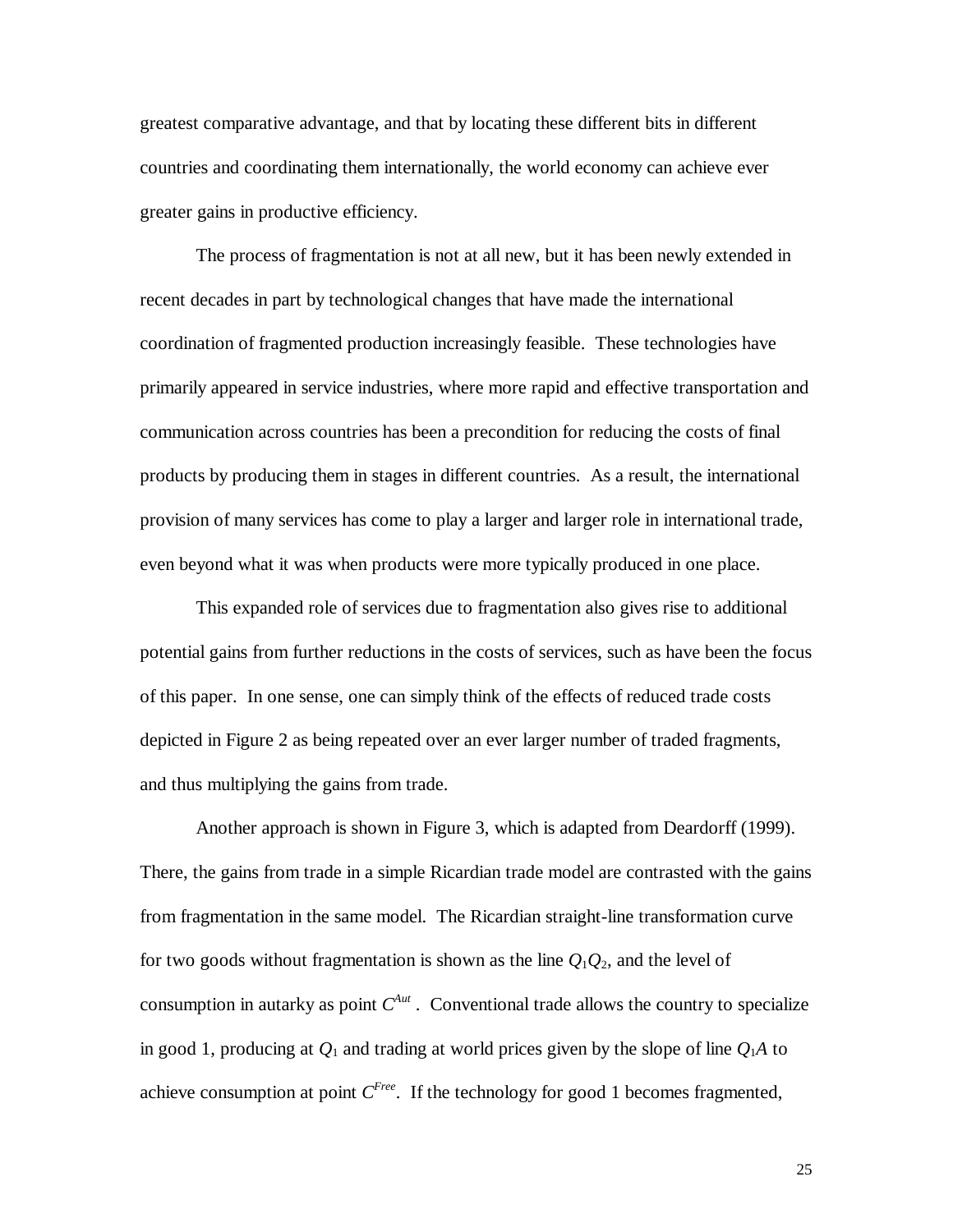greatest comparative advantage, and that by locating these different bits in different countries and coordinating them internationally, the world economy can achieve ever greater gains in productive efficiency.

The process of fragmentation is not at all new, but it has been newly extended in recent decades in part by technological changes that have made the international coordination of fragmented production increasingly feasible. These technologies have primarily appeared in service industries, where more rapid and effective transportation and communication across countries has been a precondition for reducing the costs of final products by producing them in stages in different countries. As a result, the international provision of many services has come to play a larger and larger role in international trade, even beyond what it was when products were more typically produced in one place.

This expanded role of services due to fragmentation also gives rise to additional potential gains from further reductions in the costs of services, such as have been the focus of this paper. In one sense, one can simply think of the effects of reduced trade costs depicted in Figure 2 as being repeated over an ever larger number of traded fragments, and thus multiplying the gains from trade.

Another approach is shown in Figure 3, which is adapted from Deardorff (1999). There, the gains from trade in a simple Ricardian trade model are contrasted with the gains from fragmentation in the same model. The Ricardian straight-line transformation curve for two goods without fragmentation is shown as the line $Q_1Q_2$, and the level of consumption in autarky as point $C^{Aut}$ . Conventional trade allows the country to specialize in good 1, producing at $Q_1$ and trading at world prices given by the slope of line $Q_1A$ to achieve consumption at point $C^{Free}$. If the technology for good 1 becomes fragmented,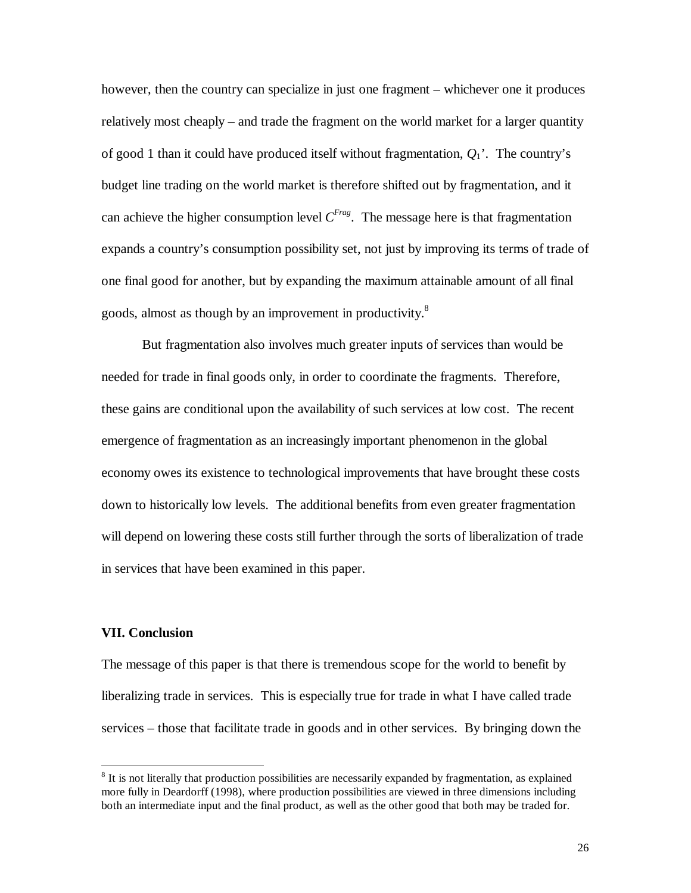however, then the country can specialize in just one fragment – whichever one it produces relatively most cheaply – and trade the fragment on the world market for a larger quantity of good 1 than it could have produced itself without fragmentation, $Q_1$'. The country's budget line trading on the world market is therefore shifted out by fragmentation, and it can achieve the higher consumption level $C^{Frag}$. The message here is that fragmentation expands a country's consumption possibility set, not just by improving its terms of trade of one final good for another, but by expanding the maximum attainable amount of all final goods, almost as though by an improvement in productivity.[8]

But fragmentation also involves much greater inputs of services than would be needed for trade in final goods only, in order to coordinate the fragments. Therefore, these gains are conditional upon the availability of such services at low cost. The recent emergence of fragmentation as an increasingly important phenomenon in the global economy owes its existence to technological improvements that have brought these costs down to historically low levels. The additional benefits from even greater fragmentation will depend on lowering these costs still further through the sorts of liberalization of trade in services that have been examined in this paper.

## VII. Conclusion

The message of this paper is that there is tremendous scope for the world to benefit by liberalizing trade in services. This is especially true for trade in what I have called trade services – those that facilitate trade in goods and in other services. By bringing down the

[8] It is not literally that production possibilities are necessarily expanded by fragmentation, as explained more fully in Deardorff (1998), where production possibilities are viewed in three dimensions including both an intermediate input and the final product, as well as the other good that both may be traded for.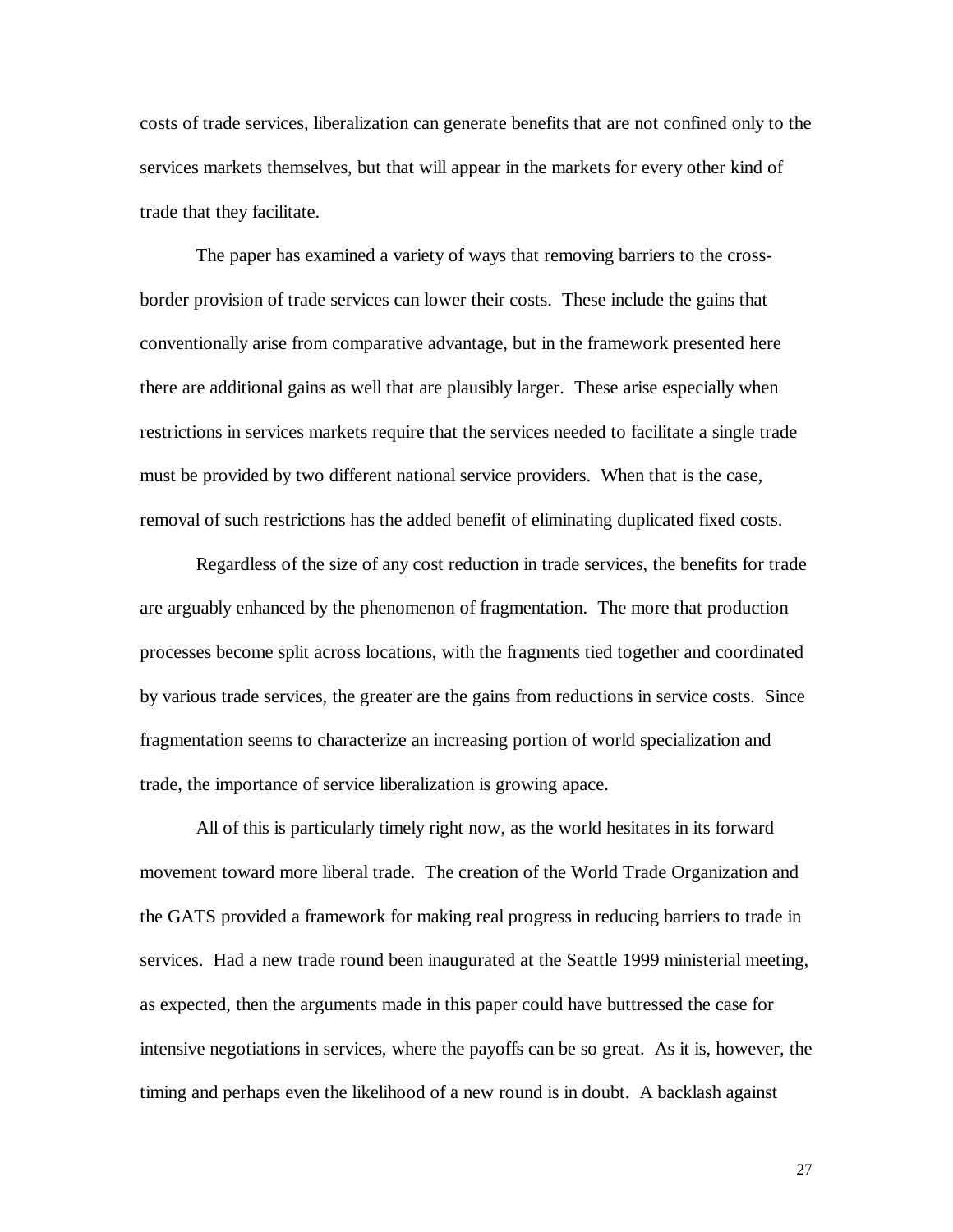costs of trade services, liberalization can generate benefits that are not confined only to the services markets themselves, but that will appear in the markets for every other kind of trade that they facilitate.

The paper has examined a variety of ways that removing barriers to the cross-border provision of trade services can lower their costs. These include the gains that conventionally arise from comparative advantage, but in the framework presented here there are additional gains as well that are plausibly larger. These arise especially when restrictions in services markets require that the services needed to facilitate a single trade must be provided by two different national service providers. When that is the case, removal of such restrictions has the added benefit of eliminating duplicated fixed costs.

Regardless of the size of any cost reduction in trade services, the benefits for trade are arguably enhanced by the phenomenon of fragmentation. The more that production processes become split across locations, with the fragments tied together and coordinated by various trade services, the greater are the gains from reductions in service costs. Since fragmentation seems to characterize an increasing portion of world specialization and trade, the importance of service liberalization is growing apace.

All of this is particularly timely right now, as the world hesitates in its forward movement toward more liberal trade. The creation of the World Trade Organization and the GATS provided a framework for making real progress in reducing barriers to trade in services. Had a new trade round been inaugurated at the Seattle 1999 ministerial meeting, as expected, then the arguments made in this paper could have buttressed the case for intensive negotiations in services, where the payoffs can be so great. As it is, however, the timing and perhaps even the likelihood of a new round is in doubt. A backlash against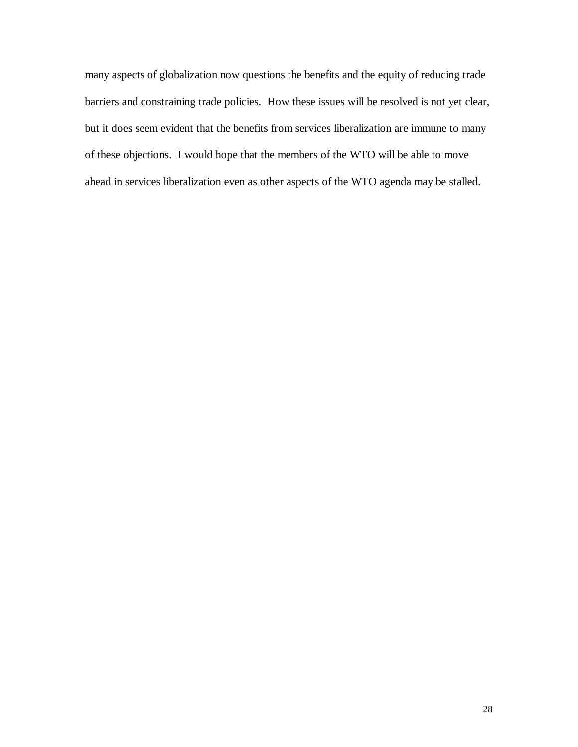many aspects of globalization now questions the benefits and the equity of reducing trade barriers and constraining trade policies. How these issues will be resolved is not yet clear, but it does seem evident that the benefits from services liberalization are immune to many of these objections. I would hope that the members of the WTO will be able to move ahead in services liberalization even as other aspects of the WTO agenda may be stalled.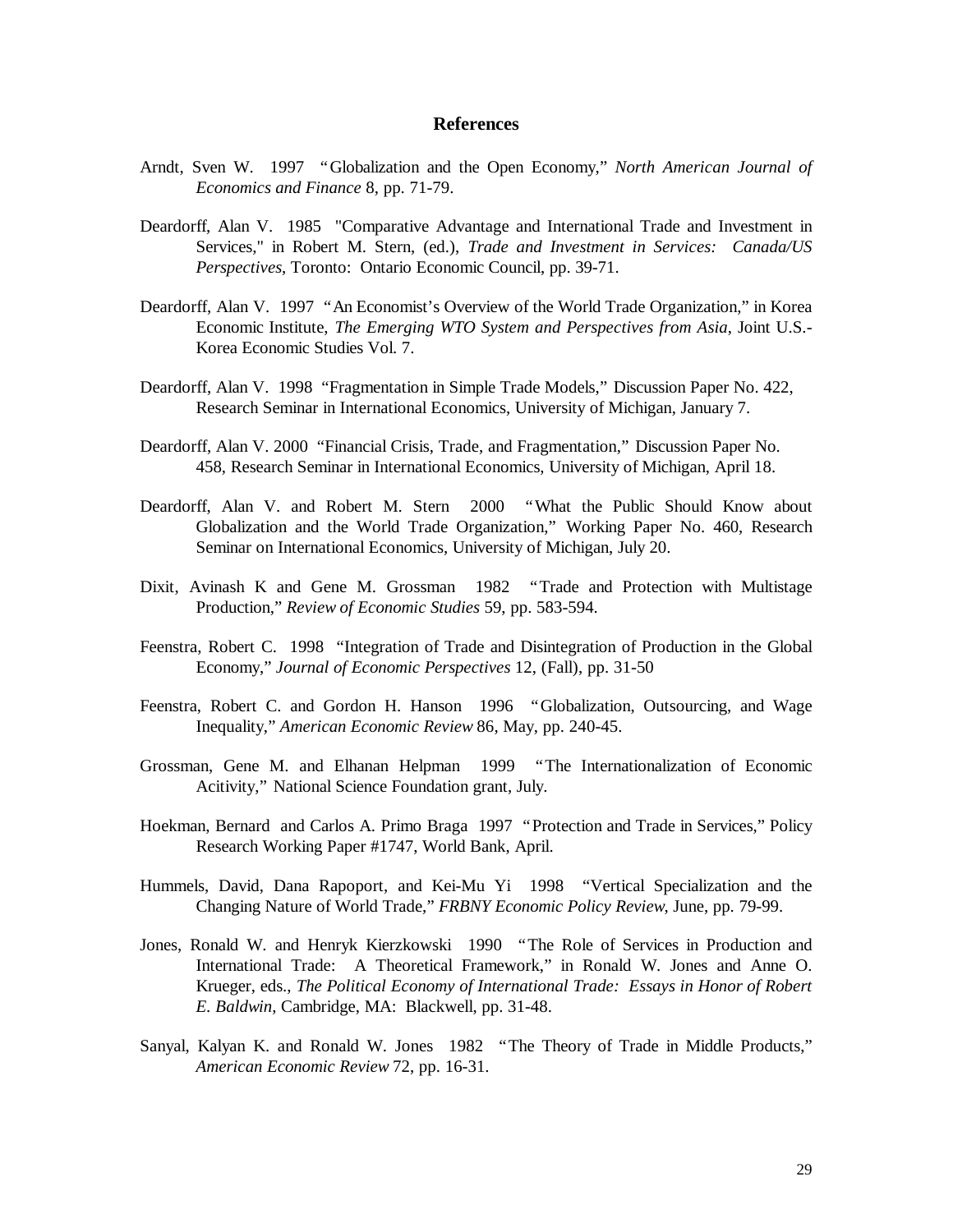## References

Arndt, Sven W. 1997 "Globalization and the Open Economy," *North American Journal of Economics and Finance* 8, pp. 71-79.

Deardorff, Alan V. 1985 "Comparative Advantage and International Trade and Investment in Services," in Robert M. Stern, (ed.), *Trade and Investment in Services: Canada/US Perspectives*, Toronto: Ontario Economic Council, pp. 39-71.

Deardorff, Alan V. 1997 "An Economist's Overview of the World Trade Organization," in Korea Economic Institute, *The Emerging WTO System and Perspectives from Asia*, Joint U.S.-Korea Economic Studies Vol. 7.

Deardorff, Alan V. 1998 "Fragmentation in Simple Trade Models," Discussion Paper No. 422, Research Seminar in International Economics, University of Michigan, January 7.

Deardorff, Alan V. 2000 "Financial Crisis, Trade, and Fragmentation," Discussion Paper No. 458, Research Seminar in International Economics, University of Michigan, April 18.

Deardorff, Alan V. and Robert M. Stern 2000 "What the Public Should Know about Globalization and the World Trade Organization," Working Paper No. 460, Research Seminar on International Economics, University of Michigan, July 20.

Dixit, Avinash K and Gene M. Grossman 1982 "Trade and Protection with Multistage Production," *Review of Economic Studies* 59, pp. 583-594.

Feenstra, Robert C. 1998 "Integration of Trade and Disintegration of Production in the Global Economy," *Journal of Economic Perspectives* 12, (Fall), pp. 31-50

Feenstra, Robert C. and Gordon H. Hanson 1996 "Globalization, Outsourcing, and Wage Inequality," *American Economic Review* 86, May, pp. 240-45.

Grossman, Gene M. and Elhanan Helpman 1999 "The Internationalization of Economic Acitivity," National Science Foundation grant, July.

Hoekman, Bernard and Carlos A. Primo Braga 1997 "Protection and Trade in Services," Policy Research Working Paper #1747, World Bank, April.

Hummels, David, Dana Rapoport, and Kei-Mu Yi 1998 "Vertical Specialization and the Changing Nature of World Trade," *FRBNY Economic Policy Review*, June, pp. 79-99.

Jones, Ronald W. and Henryk Kierzkowski 1990 "The Role of Services in Production and International Trade: A Theoretical Framework," in Ronald W. Jones and Anne O. Krueger, eds., *The Political Economy of International Trade: Essays in Honor of Robert E. Baldwin*, Cambridge, MA: Blackwell, pp. 31-48.

Sanyal, Kalyan K. and Ronald W. Jones 1982 "The Theory of Trade in Middle Products," *American Economic Review* 72, pp. 16-31.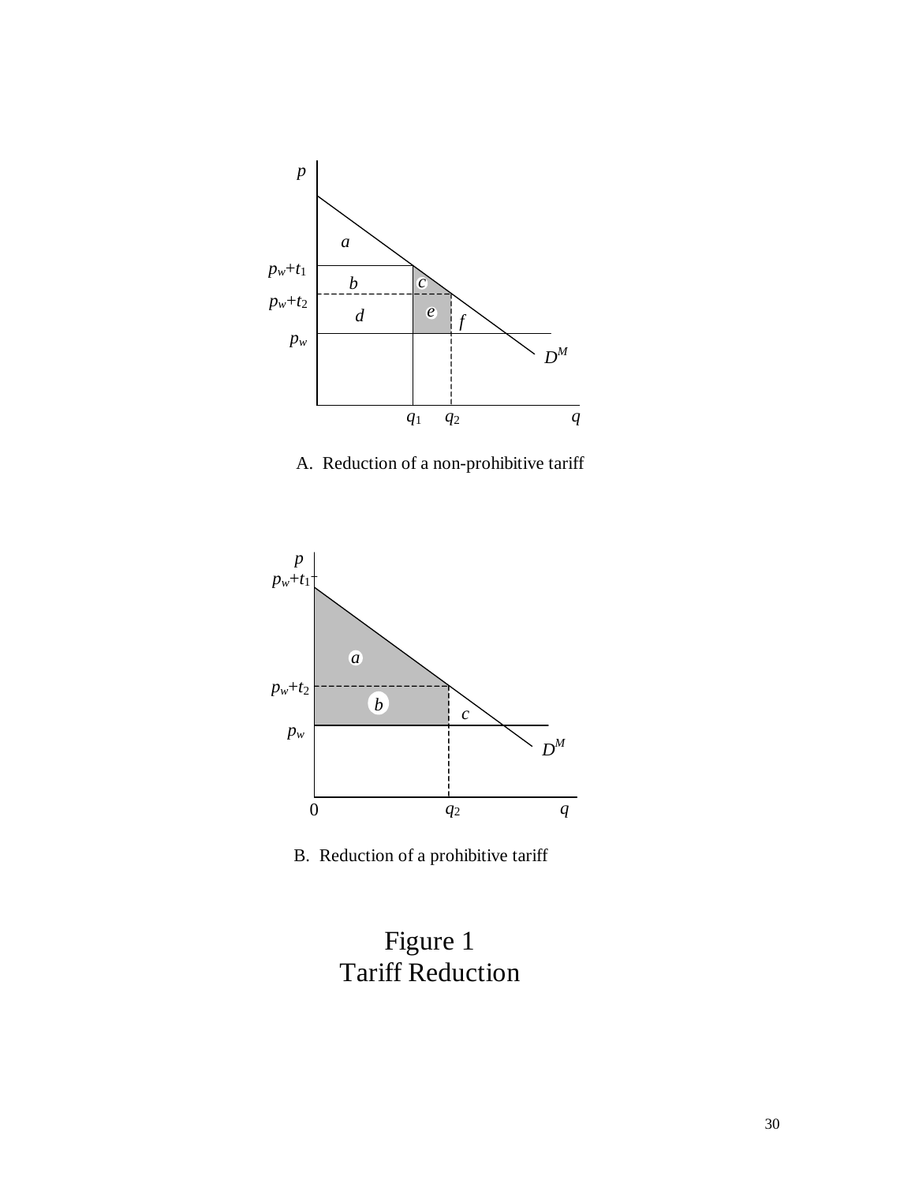A. Reduction of a non-prohibitive tariff

B. Reduction of a prohibitive tariff

Figure 1
Tariff Reduction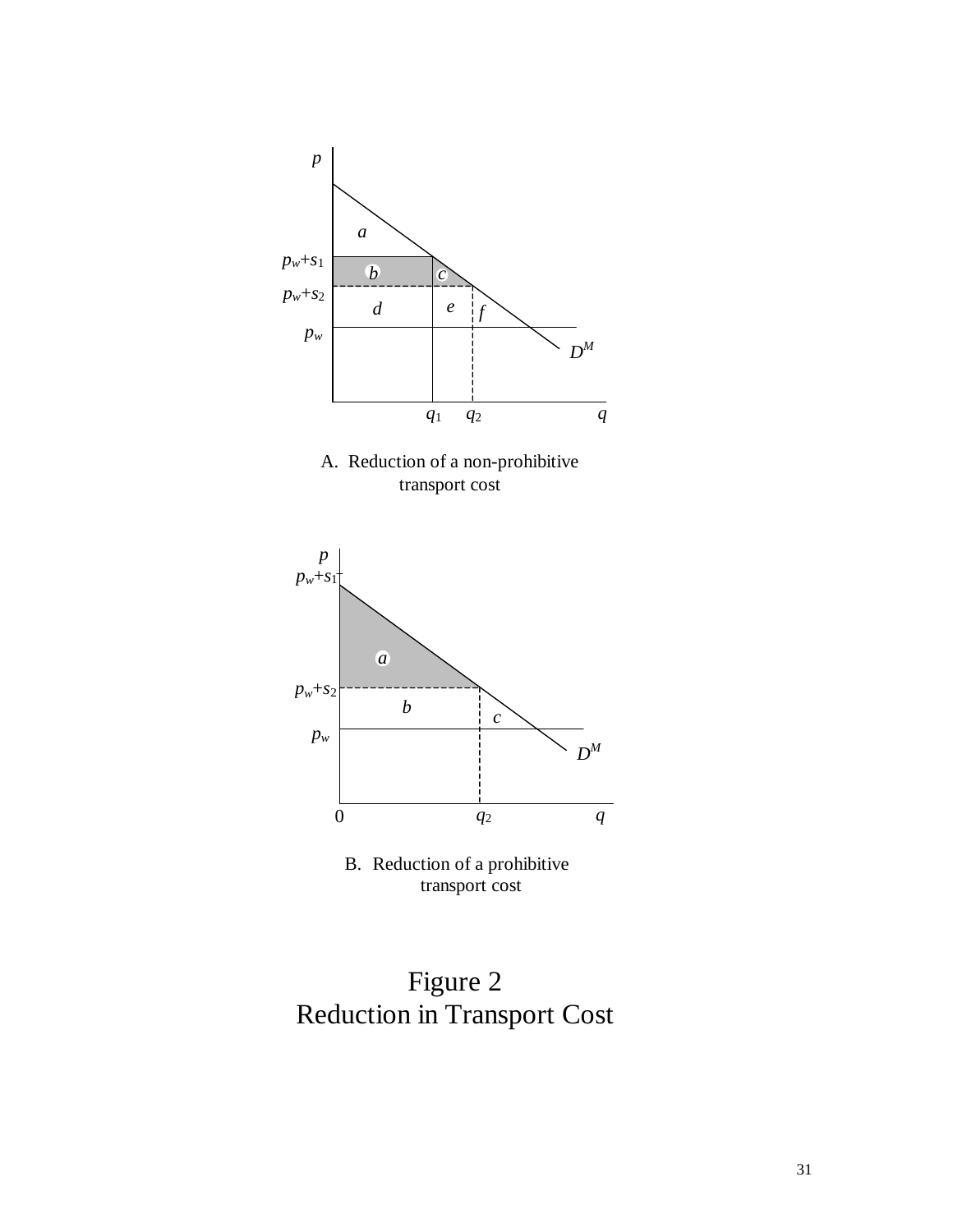A. Reduction of a non-prohibitive transport cost

B. Reduction of a prohibitive transport cost

Figure 2
Reduction in Transport Cost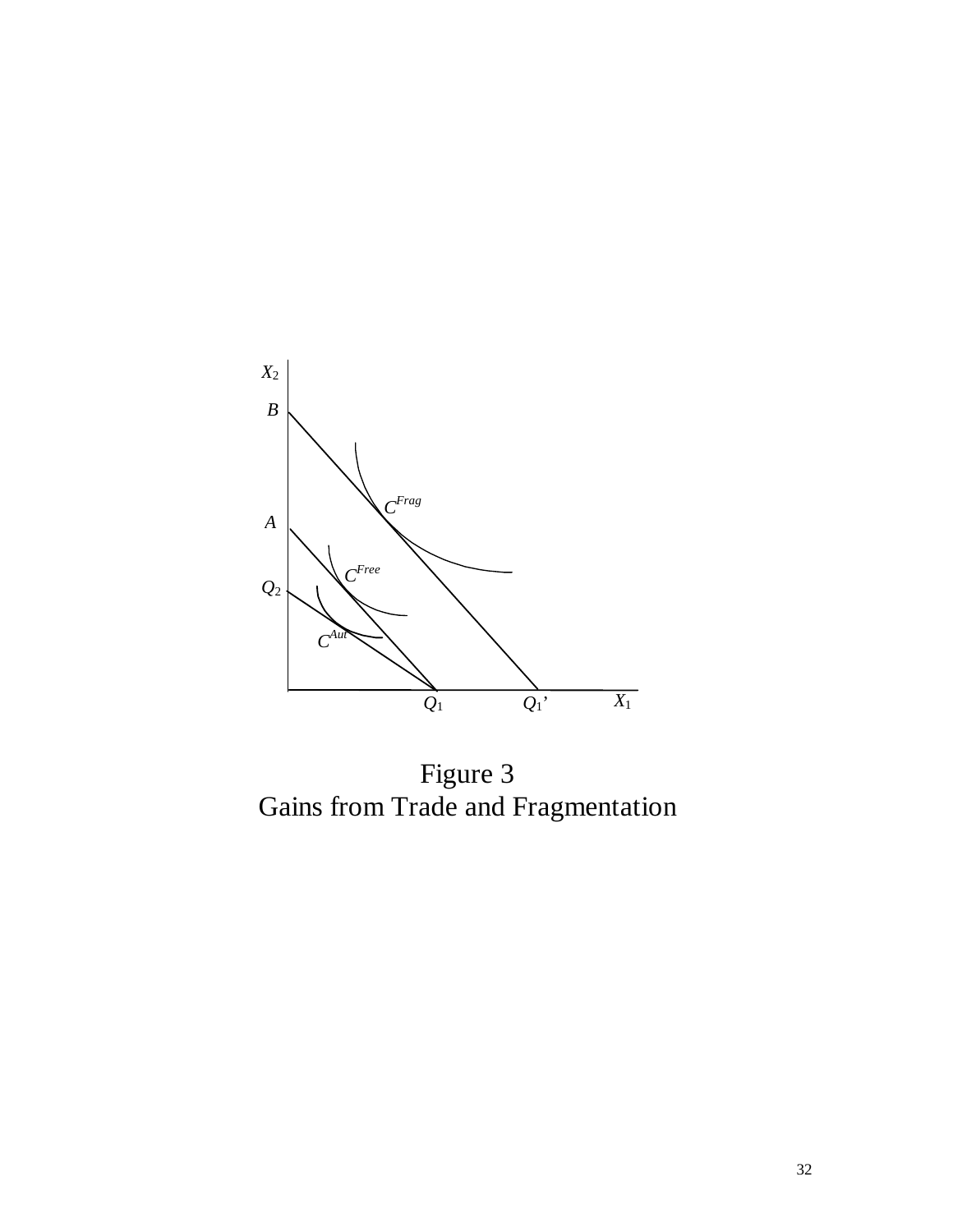$X_2$

$B$

$C^{Frag}$

$A$

$C^{Free}$

$Q_2$

$C^{Aut}$

$Q_1$

$Q_1$'

$X_1$

Figure 3
Gains from Trade and Fragmentation